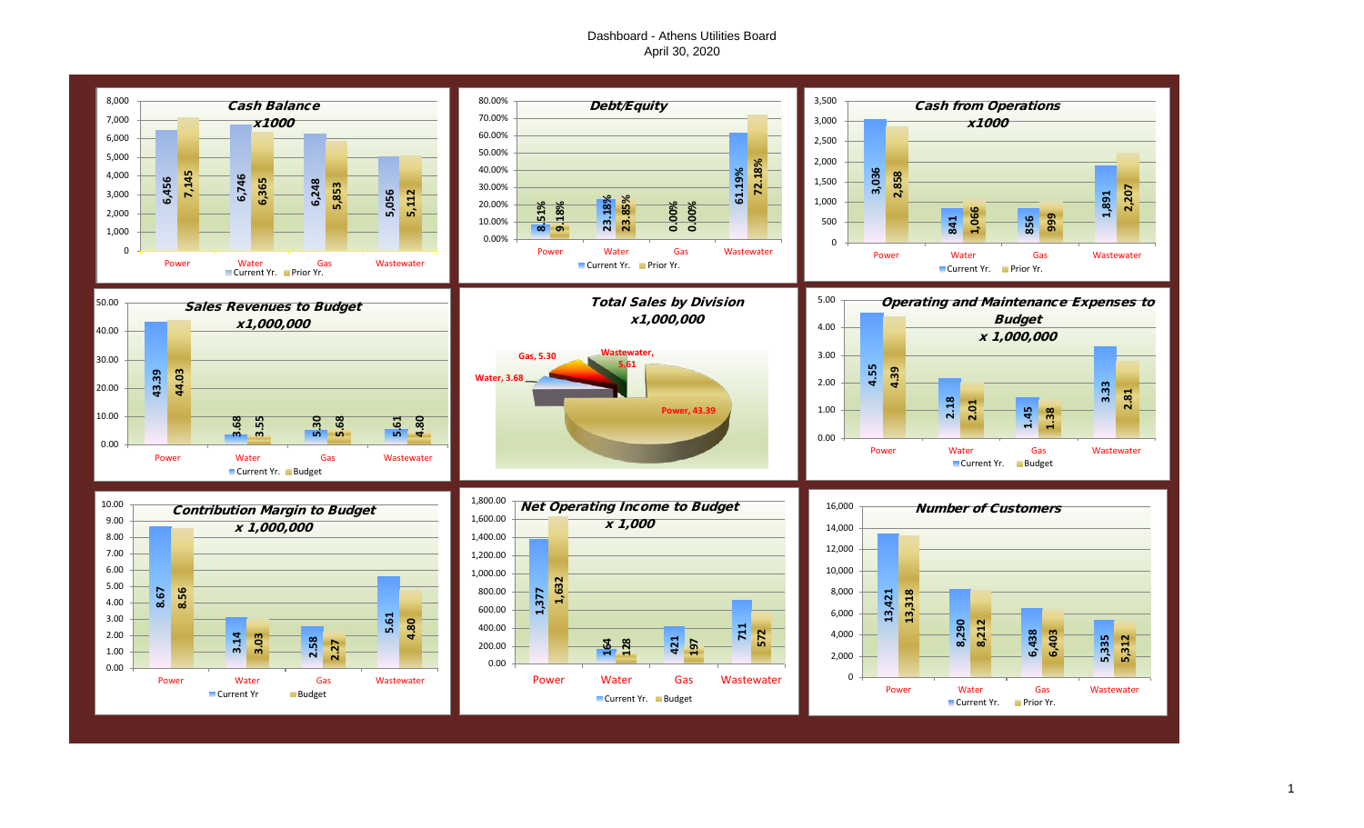# Dashboard - Athens Utilities Board

April 30, 2020

## Cash Balance x1000

| | Power | Water | Gas | Wastewater |
|---|---|---|---|---|
| Current Yr. | 6,456 | 6,746 | 6,248 | 5,056 |
| Prior Yr. | 7,145 | 6,365 | 5,853 | 5,112 |

## Debt/Equity

| | Power | Water | Gas | Wastewater |
|---|---|---|---|---|
| Current Yr. | 8.51% | 23.18% | 0.00% | 61.19% |
| Prior Yr. | 9.18% | 23.85% | 0.00% | 72.18% |

## Cash from Operations x1000

| | Power | Water | Gas | Wastewater |
|---|---|---|---|---|
| Current Yr. | 3,036 | 841 | 856 | 1,891 |
| Prior Yr. | 2,858 | 1,066 | 999 | 2,207 |

## Sales Revenues to Budget x1,000,000

| | Power | Water | Gas | Wastewater |
|---|---|---|---|---|
| Current Yr. | 43.39 | 3.68 | 5.30 | 5.61 |
| Budget | 44.03 | 3.55 | 5.68 | 4.80 |

## Total Sales by Division x1,000,000

| Division | Sales |
|---|---|
| Power | 43.39 |
| Water | 3.68 |
| Gas | 5.30 |
| Wastewater | 5.61 |

## Operating and Maintenance Expenses to Budget x 1,000,000

| | Power | Water | Gas | Wastewater |
|---|---|---|---|---|
| Current Yr. | 4.55 | 2.18 | 1.45 | 3.33 |
| Budget | 4.39 | 2.01 | 1.38 | 2.81 |

## Contribution Margin to Budget x 1,000,000

| | Power | Water | Gas | Wastewater |
|---|---|---|---|---|
| Current Yr | 8.67 | 3.14 | 2.58 | 5.61 |
| Budget | 8.56 | 3.03 | 2.27 | 4.80 |

## Net Operating Income to Budget x 1,000

| | Power | Water | Gas | Wastewater |
|---|---|---|---|---|
| Current Yr. | 1,377 | 164 | 421 | 711 |
| Budget | 1,632 | 128 | 197 | 572 |

## Number of Customers

| | Power | Water | Gas | Wastewater |
|---|---|---|---|---|
| Current Yr. | 13,421 | 8,290 | 6,438 | 5,335 |
| Prior Yr. | 13,318 | 8,212 | 6,403 | 5,312 |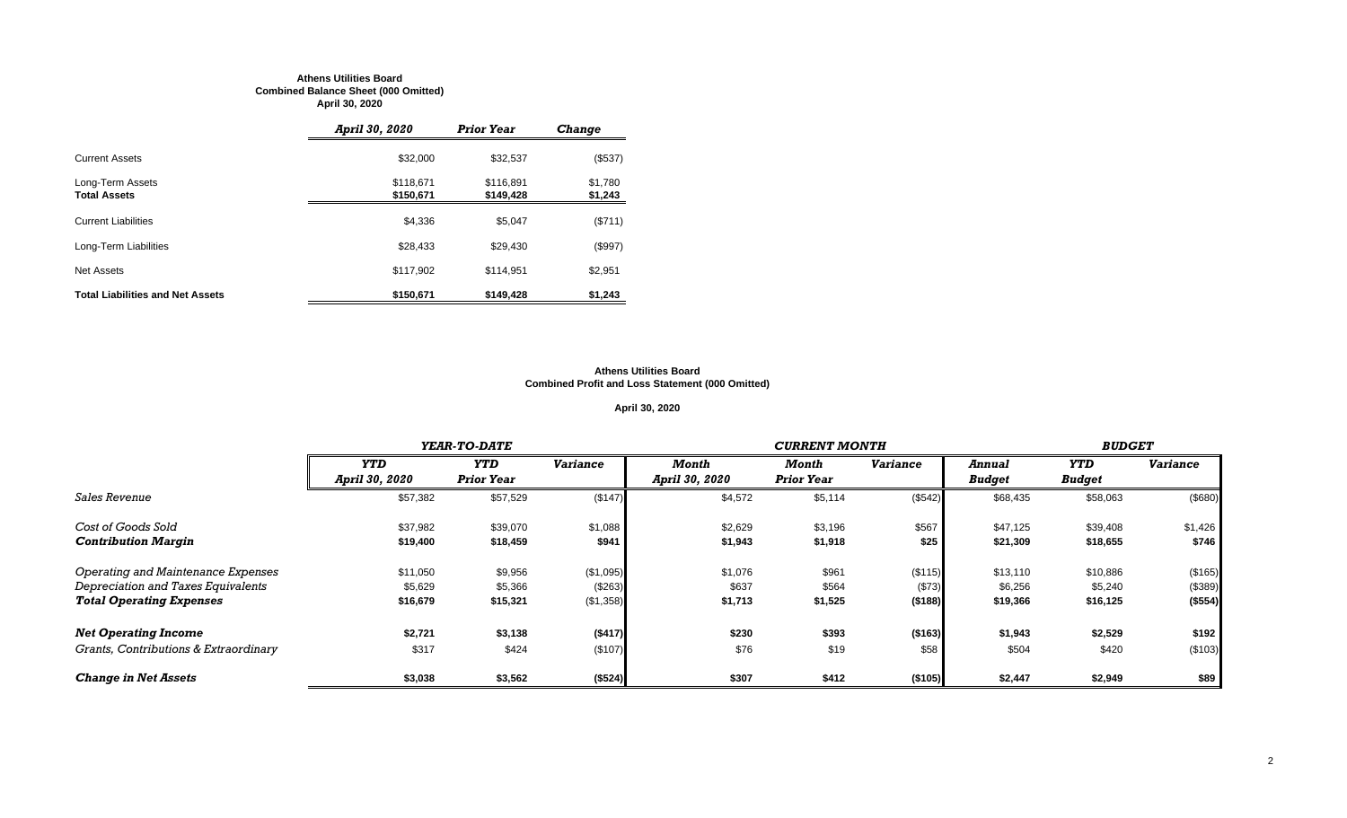**Athens Utilities Board**
**Combined Balance Sheet (000 Omitted)**
**April 30, 2020**

| | *April 30, 2020* | *Prior Year* | *Change* |
|---|---|---|---|
| Current Assets | $32,000 | $32,537 | ($537) |
| Long-Term Assets | $118,671 | $116,891 | $1,780 |
| **Total Assets** | **$150,671** | **$149,428** | **$1,243** |
| Current Liabilities | $4,336 | $5,047 | ($711) |
| Long-Term Liabilities | $28,433 | $29,430 | ($997) |
| Net Assets | $117,902 | $114,951 | $2,951 |
| **Total Liabilities and Net Assets** | **$150,671** | **$149,428** | **$1,243** |

**Athens Utilities Board**
**Combined Profit and Loss Statement (000 Omitted)**

**April 30, 2020**

| | *YEAR-TO-DATE* | | | *CURRENT MONTH* | | | *BUDGET* | | |
|---|---|---|---|---|---|---|---|---|---|
| | *YTD April 30, 2020* | *YTD Prior Year* | *Variance* | *Month April 30, 2020* | *Month Prior Year* | *Variance* | *Annual Budget* | *YTD Budget* | *Variance* |
| *Sales Revenue* | $57,382 | $57,529 | ($147) | $4,572 | $5,114 | ($542) | $68,435 | $58,063 | ($680) |
| *Cost of Goods Sold* | $37,982 | $39,070 | $1,088 | $2,629 | $3,196 | $567 | $47,125 | $39,408 | $1,426 |
| ***Contribution Margin*** | **$19,400** | **$18,459** | **$941** | **$1,943** | **$1,918** | **$25** | **$21,309** | **$18,655** | **$746** |
| *Operating and Maintenance Expenses* | $11,050 | $9,956 | ($1,095) | $1,076 | $961 | ($115) | $13,110 | $10,886 | ($165) |
| *Depreciation and Taxes Equivalents* | $5,629 | $5,366 | ($263) | $637 | $564 | ($73) | $6,256 | $5,240 | ($389) |
| ***Total Operating Expenses*** | **$16,679** | **$15,321** | **($1,358)** | **$1,713** | **$1,525** | **($188)** | **$19,366** | **$16,125** | **($554)** |
| ***Net Operating Income*** | **$2,721** | **$3,138** | **($417)** | **$230** | **$393** | **($163)** | **$1,943** | **$2,529** | **$192** |
| *Grants, Contributions & Extraordinary* | $317 | $424 | ($107) | $76 | $19 | $58 | $504 | $420 | ($103) |
| ***Change in Net Assets*** | **$3,038** | **$3,562** | **($524)** | **$307** | **$412** | **($105)** | **$2,447** | **$2,949** | **$89** |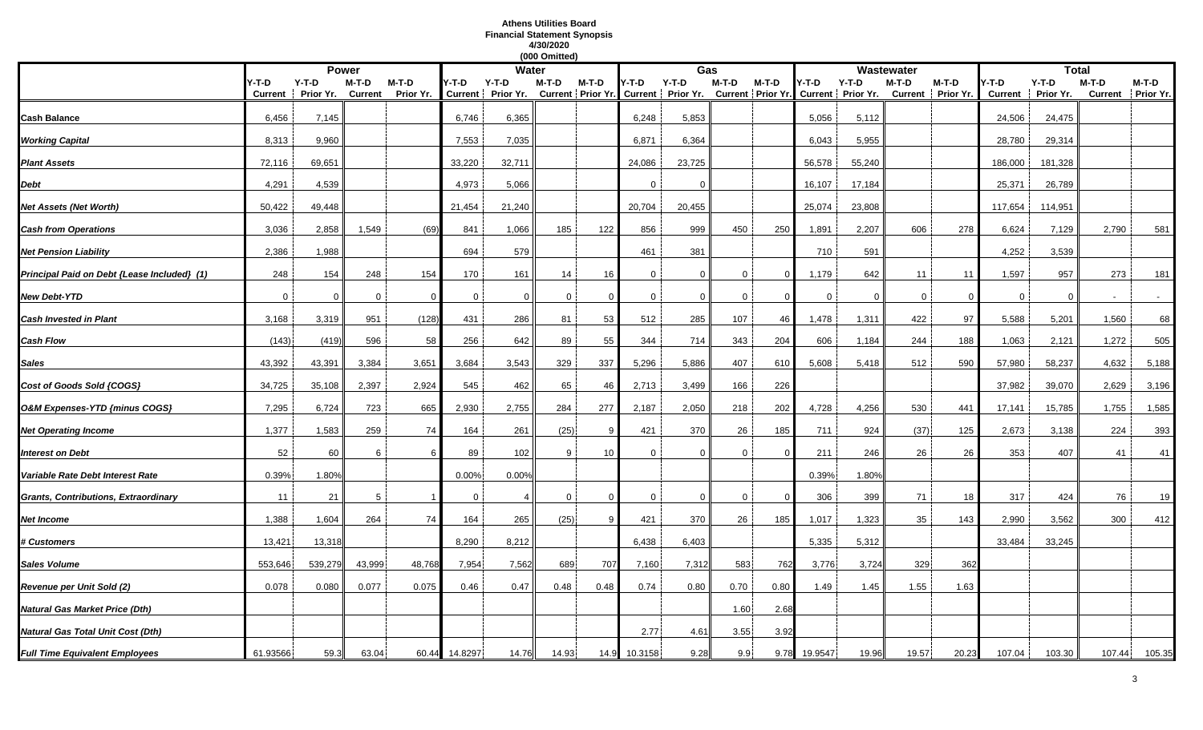**Athens Utilities Board**
**Financial Statement Synopsis**
**4/30/2020**
**(000 Omitted)**

| | Power | | | | Water | | | | Gas | | | | Wastewater | | | | Total | | | |
|---|---|---|---|---|---|---|---|---|---|---|---|---|---|---|---|---|---|---|---|---|
| | Y-T-D Current | Y-T-D Prior Yr. | M-T-D Current | M-T-D Prior Yr. | Y-T-D Current | Y-T-D Prior Yr. | M-T-D Current | M-T-D Prior Yr. | Y-T-D Current | Y-T-D Prior Yr. | M-T-D Current | M-T-D Prior Yr. | Y-T-D Current | Y-T-D Prior Yr. | M-T-D Current | M-T-D Prior Yr. | Y-T-D Current | Y-T-D Prior Yr. | M-T-D Current | M-T-D Prior Yr. |
| **Cash Balance** | 6,456 | 7,145 | | | 6,746 | 6,365 | | | 6,248 | 5,853 | | | 5,056 | 5,112 | | | 24,506 | 24,475 | | |
| ***Working Capital*** | 8,313 | 9,960 | | | 7,553 | 7,035 | | | 6,871 | 6,364 | | | 6,043 | 5,955 | | | 28,780 | 29,314 | | |
| ***Plant Assets*** | 72,116 | 69,651 | | | 33,220 | 32,711 | | | 24,086 | 23,725 | | | 56,578 | 55,240 | | | 186,000 | 181,328 | | |
| ***Debt*** | 4,291 | 4,539 | | | 4,973 | 5,066 | | | 0 | 0 | | | 16,107 | 17,184 | | | 25,371 | 26,789 | | |
| ***Net Assets (Net Worth)*** | 50,422 | 49,448 | | | 21,454 | 21,240 | | | 20,704 | 20,455 | | | 25,074 | 23,808 | | | 117,654 | 114,951 | | |
| ***Cash from Operations*** | 3,036 | 2,858 | 1,549 | (69) | 841 | 1,066 | 185 | 122 | 856 | 999 | 450 | 250 | 1,891 | 2,207 | 606 | 278 | 6,624 | 7,129 | 2,790 | 581 |
| ***Net Pension Liability*** | 2,386 | 1,988 | | | 694 | 579 | | | 461 | 381 | | | 710 | 591 | | | 4,252 | 3,539 | | |
| ***Principal Paid on Debt {Lease Included} (1)*** | 248 | 154 | 248 | 154 | 170 | 161 | 14 | 16 | 0 | 0 | 0 | 0 | 1,179 | 642 | 11 | 11 | 1,597 | 957 | 273 | 181 |
| ***New Debt-YTD*** | 0 | 0 | 0 | 0 | 0 | 0 | 0 | 0 | 0 | 0 | 0 | 0 | 0 | 0 | 0 | 0 | 0 | 0 | - | - |
| ***Cash Invested in Plant*** | 3,168 | 3,319 | 951 | (128) | 431 | 286 | 81 | 53 | 512 | 285 | 107 | 46 | 1,478 | 1,311 | 422 | 97 | 5,588 | 5,201 | 1,560 | 68 |
| ***Cash Flow*** | (143) | (419) | 596 | 58 | 256 | 642 | 89 | 55 | 344 | 714 | 343 | 204 | 606 | 1,184 | 244 | 188 | 1,063 | 2,121 | 1,272 | 505 |
| ***Sales*** | 43,392 | 43,391 | 3,384 | 3,651 | 3,684 | 3,543 | 329 | 337 | 5,296 | 5,886 | 407 | 610 | 5,608 | 5,418 | 512 | 590 | 57,980 | 58,237 | 4,632 | 5,188 |
| ***Cost of Goods Sold {COGS}*** | 34,725 | 35,108 | 2,397 | 2,924 | 545 | 462 | 65 | 46 | 2,713 | 3,499 | 166 | 226 | | | | | 37,982 | 39,070 | 2,629 | 3,196 |
| ***O&M Expenses-YTD {minus COGS}*** | 7,295 | 6,724 | 723 | 665 | 2,930 | 2,755 | 284 | 277 | 2,187 | 2,050 | 218 | 202 | 4,728 | 4,256 | 530 | 441 | 17,141 | 15,785 | 1,755 | 1,585 |
| ***Net Operating Income*** | 1,377 | 1,583 | 259 | 74 | 164 | 261 | (25) | 9 | 421 | 370 | 26 | 185 | 711 | 924 | (37) | 125 | 2,673 | 3,138 | 224 | 393 |
| ***Interest on Debt*** | 52 | 60 | 6 | 6 | 89 | 102 | 9 | 10 | 0 | 0 | 0 | 0 | 211 | 246 | 26 | 26 | 353 | 407 | 41 | 41 |
| ***Variable Rate Debt Interest Rate*** | 0.39% | 1.80% | | | 0.00% | 0.00% | | | | | | | 0.39% | 1.80% | | | | | | |
| ***Grants, Contributions, Extraordinary*** | 11 | 21 | 5 | 1 | 0 | 4 | 0 | 0 | 0 | 0 | 0 | 0 | 306 | 399 | 71 | 18 | 317 | 424 | 76 | 19 |
| ***Net Income*** | 1,388 | 1,604 | 264 | 74 | 164 | 265 | (25) | 9 | 421 | 370 | 26 | 185 | 1,017 | 1,323 | 35 | 143 | 2,990 | 3,562 | 300 | 412 |
| ***# Customers*** | 13,421 | 13,318 | | | 8,290 | 8,212 | | | 6,438 | 6,403 | | | 5,335 | 5,312 | | | 33,484 | 33,245 | | |
| ***Sales Volume*** | 553,646 | 539,279 | 43,999 | 48,768 | 7,954 | 7,562 | 689 | 707 | 7,160 | 7,312 | 583 | 762 | 3,776 | 3,724 | 329 | 362 | | | | |
| ***Revenue per Unit Sold (2)*** | 0.078 | 0.080 | 0.077 | 0.075 | 0.46 | 0.47 | 0.48 | 0.48 | 0.74 | 0.80 | 0.70 | 0.80 | 1.49 | 1.45 | 1.55 | 1.63 | | | | |
| ***Natural Gas Market Price (Dth)*** | | | | | | | | | | | 1.60 | 2.68 | | | | | | | | |
| ***Natural Gas Total Unit Cost (Dth)*** | | | | | | | | | 2.77 | 4.61 | 3.55 | 3.92 | | | | | | | | |
| ***Full Time Equivalent Employees*** | 61.93566 | 59.3 | 63.04 | 60.44 | 14.8297 | 14.76 | 14.93 | 14.9 | 10.3158 | 9.28 | 9.9 | 9.78 | 19.9547 | 19.96 | 19.57 | 20.23 | 107.04 | 103.30 | 107.44 | 105.35 |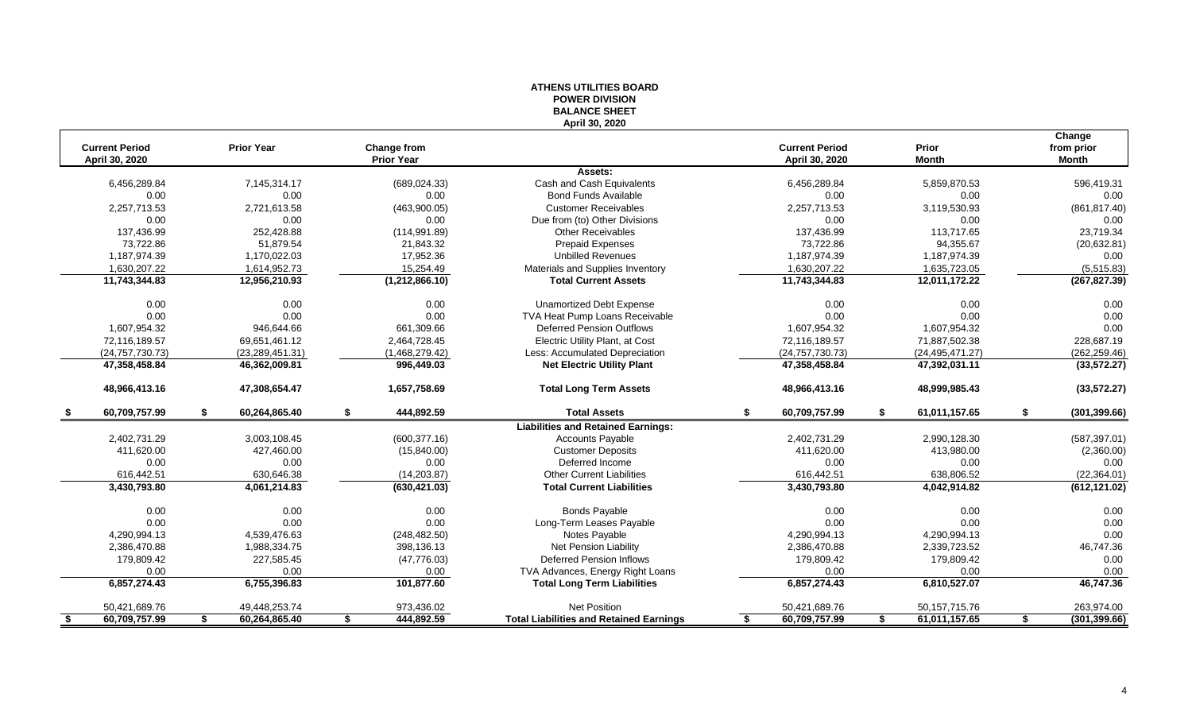**ATHENS UTILITIES BOARD**
**POWER DIVISION**
**BALANCE SHEET**
**April 30, 2020**

| Current Period April 30, 2020 | Prior Year | Change from Prior Year | | Current Period April 30, 2020 | Prior Month | Change from prior Month |
|---|---|---|---|---|---|---|
| | | | **Assets:** | | | |
| 6,456,289.84 | 7,145,314.17 | (689,024.33) | Cash and Cash Equivalents | 6,456,289.84 | 5,859,870.53 | 596,419.31 |
| 0.00 | 0.00 | 0.00 | Bond Funds Available | 0.00 | 0.00 | 0.00 |
| 2,257,713.53 | 2,721,613.58 | (463,900.05) | Customer Receivables | 2,257,713.53 | 3,119,530.93 | (861,817.40) |
| 0.00 | 0.00 | 0.00 | Due from (to) Other Divisions | 0.00 | 0.00 | 0.00 |
| 137,436.99 | 252,428.88 | (114,991.89) | Other Receivables | 137,436.99 | 113,717.65 | 23,719.34 |
| 73,722.86 | 51,879.54 | 21,843.32 | Prepaid Expenses | 73,722.86 | 94,355.67 | (20,632.81) |
| 1,187,974.39 | 1,170,022.03 | 17,952.36 | Unbilled Revenues | 1,187,974.39 | 1,187,974.39 | 0.00 |
| 1,630,207.22 | 1,614,952.73 | 15,254.49 | Materials and Supplies Inventory | 1,630,207.22 | 1,635,723.05 | (5,515.83) |
| **11,743,344.83** | **12,956,210.93** | **(1,212,866.10)** | **Total Current Assets** | **11,743,344.83** | **12,011,172.22** | **(267,827.39)** |
| 0.00 | 0.00 | 0.00 | Unamortized Debt Expense | 0.00 | 0.00 | 0.00 |
| 0.00 | 0.00 | 0.00 | TVA Heat Pump Loans Receivable | 0.00 | 0.00 | 0.00 |
| 1,607,954.32 | 946,644.66 | 661,309.66 | Deferred Pension Outflows | 1,607,954.32 | 1,607,954.32 | 0.00 |
| 72,116,189.57 | 69,651,461.12 | 2,464,728.45 | Electric Utility Plant, at Cost | 72,116,189.57 | 71,887,502.38 | 228,687.19 |
| (24,757,730.73) | (23,289,451.31) | (1,468,279.42) | Less: Accumulated Depreciation | (24,757,730.73) | (24,495,471.27) | (262,259.46) |
| **47,358,458.84** | **46,362,009.81** | **996,449.03** | **Net Electric Utility Plant** | **47,358,458.84** | **47,392,031.11** | **(33,572.27)** |
| **48,966,413.16** | **47,308,654.47** | **1,657,758.69** | **Total Long Term Assets** | **48,966,413.16** | **48,999,985.43** | **(33,572.27)** |
| **$ 60,709,757.99** | **$ 60,264,865.40** | **$ 444,892.59** | **Total Assets** | **$ 60,709,757.99** | **$ 61,011,157.65** | **$ (301,399.66)** |
| | | | **Liabilities and Retained Earnings:** | | | |
| 2,402,731.29 | 3,003,108.45 | (600,377.16) | Accounts Payable | 2,402,731.29 | 2,990,128.30 | (587,397.01) |
| 411,620.00 | 427,460.00 | (15,840.00) | Customer Deposits | 411,620.00 | 413,980.00 | (2,360.00) |
| 0.00 | 0.00 | 0.00 | Deferred Income | 0.00 | 0.00 | 0.00 |
| 616,442.51 | 630,646.38 | (14,203.87) | Other Current Liabilities | 616,442.51 | 638,806.52 | (22,364.01) |
| **3,430,793.80** | **4,061,214.83** | **(630,421.03)** | **Total Current Liabilities** | **3,430,793.80** | **4,042,914.82** | **(612,121.02)** |
| 0.00 | 0.00 | 0.00 | Bonds Payable | 0.00 | 0.00 | 0.00 |
| 0.00 | 0.00 | 0.00 | Long-Term Leases Payable | 0.00 | 0.00 | 0.00 |
| 4,290,994.13 | 4,539,476.63 | (248,482.50) | Notes Payable | 4,290,994.13 | 4,290,994.13 | 0.00 |
| 2,386,470.88 | 1,988,334.75 | 398,136.13 | Net Pension Liability | 2,386,470.88 | 2,339,723.52 | 46,747.36 |
| 179,809.42 | 227,585.45 | (47,776.03) | Deferred Pension Inflows | 179,809.42 | 179,809.42 | 0.00 |
| 0.00 | 0.00 | 0.00 | TVA Advances, Energy Right Loans | 0.00 | 0.00 | 0.00 |
| **6,857,274.43** | **6,755,396.83** | **101,877.60** | **Total Long Term Liabilities** | **6,857,274.43** | **6,810,527.07** | **46,747.36** |
| 50,421,689.76 | 49,448,253.74 | 973,436.02 | Net Position | 50,421,689.76 | 50,157,715.76 | 263,974.00 |
| **$ 60,709,757.99** | **$ 60,264,865.40** | **$ 444,892.59** | **Total Liabilities and Retained Earnings** | **$ 60,709,757.99** | **$ 61,011,157.65** | **$ (301,399.66)** |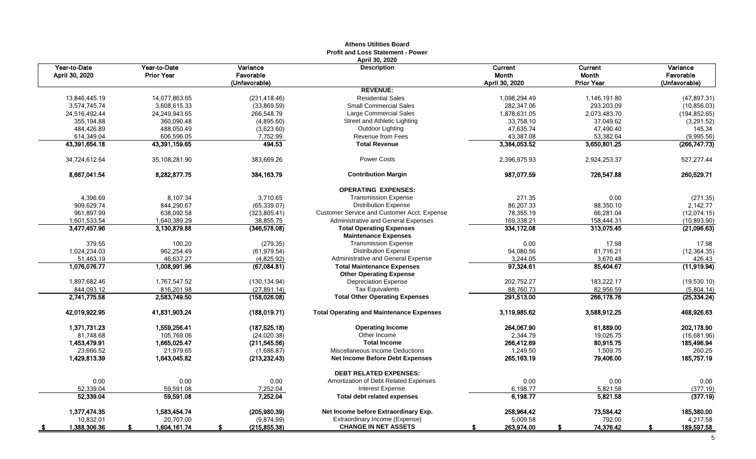**Athens Utilities Board**
**Profit and Loss Statement - Power**
**April 30, 2020**

| Year-to-Date April 30, 2020 | Year-to-Date Prior Year | Variance Favorable (Unfavorable) | Description | Current Month April 30, 2020 | Current Month Prior Year | Variance Favorable (Unfavorable) |
|---|---|---|---|---|---|---|
| | | | **REVENUE:** | | | |
| 13,846,445.19 | 14,077,863.65 | (231,418.46) | Residential Sales | 1,098,294.49 | 1,146,191.80 | (47,897.31) |
| 3,574,745.74 | 3,608,615.33 | (33,869.59) | Small Commercial Sales | 282,347.06 | 293,203.09 | (10,856.03) |
| 24,516,492.44 | 24,249,943.65 | 266,548.79 | Large Commercial Sales | 1,878,631.05 | 2,073,483.70 | (194,852.65) |
| 355,194.88 | 360,090.48 | (4,895.60) | Street and Athletic Lighting | 33,758.10 | 37,049.62 | (3,291.52) |
| 484,426.89 | 488,050.49 | (3,623.60) | Outdoor Lighting | 47,635.74 | 47,490.40 | 145.34 |
| 614,349.04 | 606,596.05 | 7,752.99 | Revenue from Fees | 43,387.08 | 53,382.64 | (9,995.56) |
| **43,391,654.18** | **43,391,159.65** | **494.53** | **Total Revenue** | **3,384,053.52** | **3,650,801.25** | **(266,747.73)** |
| 34,724,612.64 | 35,108,281.90 | 383,669.26 | Power Costs | 2,396,975.93 | 2,924,253.37 | 527,277.44 |
| **8,667,041.54** | **8,282,877.75** | **384,163.79** | **Contribution Margin** | **987,077.59** | **726,547.88** | **260,529.71** |
| | | | **OPERATING EXPENSES:** | | | |
| 4,396.69 | 8,107.34 | 3,710.65 | Transmission Expense | 271.35 | 0.00 | (271.35) |
| 909,629.74 | 844,290.67 | (65,339.07) | Distribution Expense | 86,207.33 | 88,350.10 | 2,142.77 |
| 961,897.99 | 638,092.58 | (323,805.41) | Customer Service and Customer Acct. Expense | 78,355.19 | 66,281.04 | (12,074.15) |
| 1,601,533.54 | 1,640,389.29 | 38,855.75 | Administrative and General Expenses | 169,338.21 | 158,444.31 | (10,893.90) |
| **3,477,457.96** | **3,130,879.88** | **(346,578.08)** | **Total Operating Expenses** | **334,172.08** | **313,075.45** | **(21,096.63)** |
| | | | **Maintenance Expenses** | | | |
| 379.55 | 100.20 | (279.35) | Transmission Expense | 0.00 | 17.98 | 17.98 |
| 1,024,234.03 | 962,254.49 | (61,979.54) | Distribution Expense | 94,080.56 | 81,716.21 | (12,364.35) |
| 51,463.19 | 46,637.27 | (4,825.92) | Administrative and General Expense | 3,244.05 | 3,670.48 | 426.43 |
| **1,076,076.77** | **1,008,991.96** | **(67,084.81)** | **Total Maintenance Expenses** | **97,324.61** | **85,404.67** | **(11,919.94)** |
| | | | **Other Operating Expense** | | | |
| 1,897,682.46 | 1,767,547.52 | (130,134.94) | Depreciation Expense | 202,752.27 | 183,222.17 | (19,530.10) |
| 844,093.12 | 816,201.98 | (27,891.14) | Tax Equivalents | 88,760.73 | 82,956.59 | (5,804.14) |
| **2,741,775.58** | **2,583,749.50** | **(158,026.08)** | **Total Other Operating Expenses** | **291,513.00** | **266,178.76** | **(25,334.24)** |
| **42,019,922.95** | **41,831,903.24** | **(188,019.71)** | **Total Operating and Maintenance Expenses** | **3,119,985.62** | **3,588,912.25** | **468,926.63** |
| **1,371,731.23** | **1,559,256.41** | **(187,525.18)** | **Operating Income** | **264,067.90** | **61,889.00** | **202,178.90** |
| 81,748.68 | 105,769.06 | (24,020.38) | Other Income | 2,344.79 | 19,026.75 | (16,681.96) |
| **1,453,479.91** | **1,665,025.47** | **(211,545.56)** | **Total Income** | **266,412.69** | **80,915.75** | **185,496.94** |
| 23,666.52 | 21,979.65 | (1,686.87) | Miscellaneous Income Deductions | 1,249.50 | 1,509.75 | 260.25 |
| **1,429,813.39** | **1,643,045.82** | **(213,232.43)** | **Net Income Before Debt Expenses** | **265,163.19** | **79,406.00** | **185,757.19** |
| | | | **DEBT RELATED EXPENSES:** | | | |
| 0.00 | 0.00 | 0.00 | Amortization of Debt Related Expenses | 0.00 | 0.00 | 0.00 |
| 52,339.04 | 59,591.08 | 7,252.04 | Interest Expense | 6,198.77 | 5,821.58 | (377.19) |
| **52,339.04** | **59,591.08** | **7,252.04** | **Total debt related expenses** | **6,198.77** | **5,821.58** | **(377.19)** |
| **1,377,474.35** | **1,583,454.74** | **(205,980.39)** | **Net Income before Extraordinary Exp.** | **258,964.42** | **73,584.42** | **185,380.00** |
| 10,832.01 | 20,707.00 | (9,874.99) | Extraordinary Income (Expense) | 5,009.58 | 792.00 | 4,217.58 |
| **$ 1,388,306.36** | **$ 1,604,161.74** | **$ (215,855.38)** | **CHANGE IN NET ASSETS** | **$ 263,974.00** | **$ 74,376.42** | **$ 189,597.58** |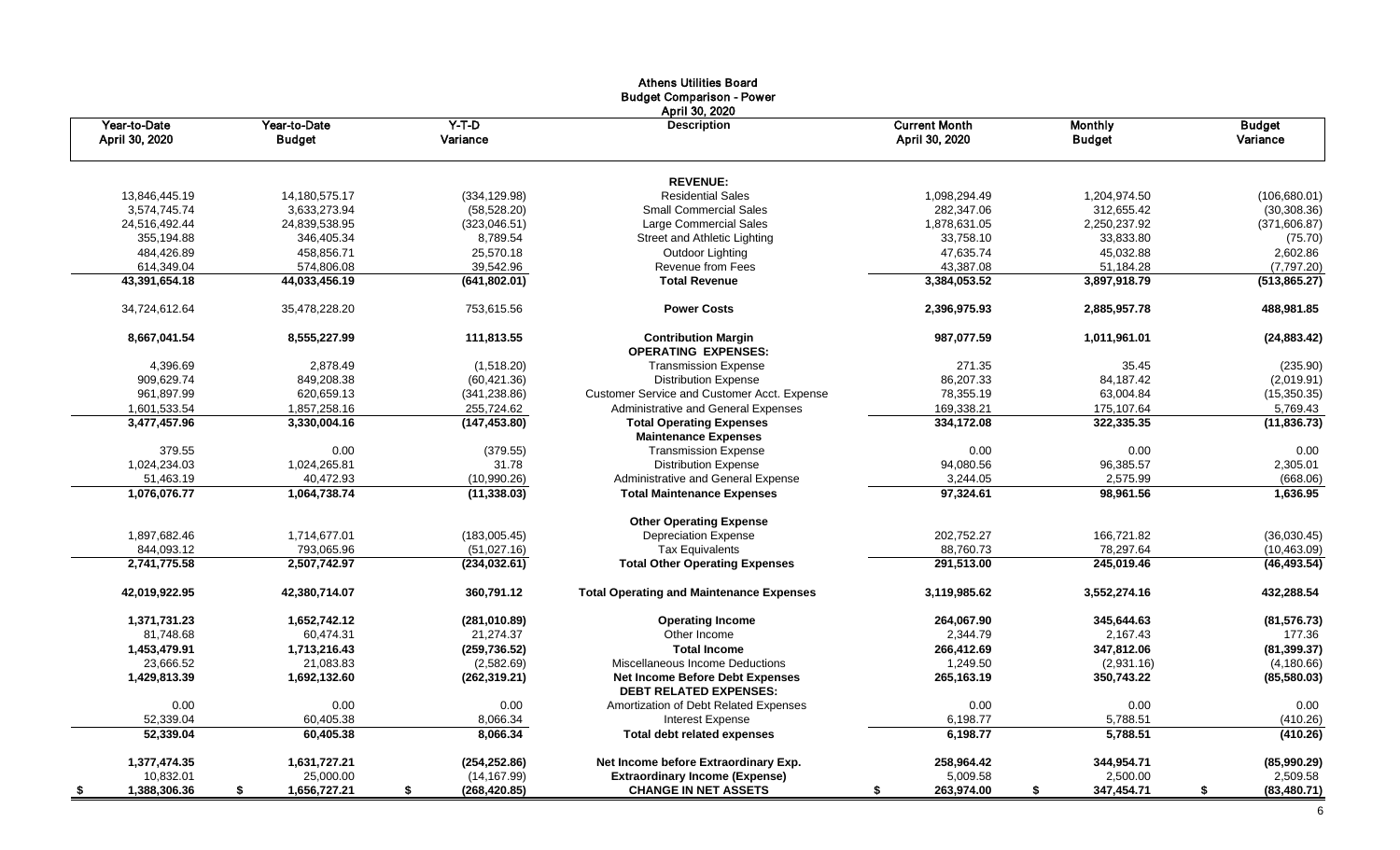**Athens Utilities Board**
**Budget Comparison - Power**
**April 30, 2020**

| Year-to-Date April 30, 2020 | Year-to-Date Budget | Y-T-D Variance | Description | Current Month April 30, 2020 | Monthly Budget | Budget Variance |
|---|---|---|---|---|---|---|
| | | | **REVENUE:** | | | |
| 13,846,445.19 | 14,180,575.17 | (334,129.98) | Residential Sales | 1,098,294.49 | 1,204,974.50 | (106,680.01) |
| 3,574,745.74 | 3,633,273.94 | (58,528.20) | Small Commercial Sales | 282,347.06 | 312,655.42 | (30,308.36) |
| 24,516,492.44 | 24,839,538.95 | (323,046.51) | Large Commercial Sales | 1,878,631.05 | 2,250,237.92 | (371,606.87) |
| 355,194.88 | 346,405.34 | 8,789.54 | Street and Athletic Lighting | 33,758.10 | 33,833.80 | (75.70) |
| 484,426.89 | 458,856.71 | 25,570.18 | Outdoor Lighting | 47,635.74 | 45,032.88 | 2,602.86 |
| 614,349.04 | 574,806.08 | 39,542.96 | Revenue from Fees | 43,387.08 | 51,184.28 | (7,797.20) |
| **43,391,654.18** | **44,033,456.19** | **(641,802.01)** | **Total Revenue** | **3,384,053.52** | **3,897,918.79** | **(513,865.27)** |
| 34,724,612.64 | 35,478,228.20 | 753,615.56 | **Power Costs** | 2,396,975.93 | 2,885,957.78 | 488,981.85 |
| **8,667,041.54** | **8,555,227.99** | **111,813.55** | **Contribution Margin** | **987,077.59** | **1,011,961.01** | **(24,883.42)** |
| | | | **OPERATING EXPENSES:** | | | |
| 4,396.69 | 2,878.49 | (1,518.20) | Transmission Expense | 271.35 | 35.45 | (235.90) |
| 909,629.74 | 849,208.38 | (60,421.36) | Distribution Expense | 86,207.33 | 84,187.42 | (2,019.91) |
| 961,897.99 | 620,659.13 | (341,238.86) | Customer Service and Customer Acct. Expense | 78,355.19 | 63,004.84 | (15,350.35) |
| 1,601,533.54 | 1,857,258.16 | 255,724.62 | Administrative and General Expenses | 169,338.21 | 175,107.64 | 5,769.43 |
| **3,477,457.96** | **3,330,004.16** | **(147,453.80)** | **Total Operating Expenses** | **334,172.08** | **322,335.35** | **(11,836.73)** |
| | | | **Maintenance Expenses** | | | |
| 379.55 | 0.00 | (379.55) | Transmission Expense | 0.00 | 0.00 | 0.00 |
| 1,024,234.03 | 1,024,265.81 | 31.78 | Distribution Expense | 94,080.56 | 96,385.57 | 2,305.01 |
| 51,463.19 | 40,472.93 | (10,990.26) | Administrative and General Expense | 3,244.05 | 2,575.99 | (668.06) |
| **1,076,076.77** | **1,064,738.74** | **(11,338.03)** | **Total Maintenance Expenses** | **97,324.61** | **98,961.56** | **1,636.95** |
| | | | **Other Operating Expense** | | | |
| 1,897,682.46 | 1,714,677.01 | (183,005.45) | Depreciation Expense | 202,752.27 | 166,721.82 | (36,030.45) |
| 844,093.12 | 793,065.96 | (51,027.16) | Tax Equivalents | 88,760.73 | 78,297.64 | (10,463.09) |
| **2,741,775.58** | **2,507,742.97** | **(234,032.61)** | **Total Other Operating Expenses** | **291,513.00** | **245,019.46** | **(46,493.54)** |
| **42,019,922.95** | **42,380,714.07** | **360,791.12** | **Total Operating and Maintenance Expenses** | **3,119,985.62** | **3,552,274.16** | **432,288.54** |
| **1,371,731.23** | **1,652,742.12** | **(281,010.89)** | **Operating Income** | **264,067.90** | **345,644.63** | **(81,576.73)** |
| 81,748.68 | 60,474.31 | 21,274.37 | Other Income | 2,344.79 | 2,167.43 | 177.36 |
| **1,453,479.91** | **1,713,216.43** | **(259,736.52)** | **Total Income** | **266,412.69** | **347,812.06** | **(81,399.37)** |
| 23,666.52 | 21,083.83 | (2,582.69) | Miscellaneous Income Deductions | 1,249.50 | (2,931.16) | (4,180.66) |
| **1,429,813.39** | **1,692,132.60** | **(262,319.21)** | **Net Income Before Debt Expenses** | **265,163.19** | **350,743.22** | **(85,580.03)** |
| | | | **DEBT RELATED EXPENSES:** | | | |
| 0.00 | 0.00 | 0.00 | Amortization of Debt Related Expenses | 0.00 | 0.00 | 0.00 |
| 52,339.04 | 60,405.38 | 8,066.34 | Interest Expense | 6,198.77 | 5,788.51 | (410.26) |
| **52,339.04** | **60,405.38** | **8,066.34** | **Total debt related expenses** | **6,198.77** | **5,788.51** | **(410.26)** |
| **1,377,474.35** | **1,631,727.21** | **(254,252.86)** | **Net Income before Extraordinary Exp.** | **258,964.42** | **344,954.71** | **(85,990.29)** |
| 10,832.01 | 25,000.00 | (14,167.99) | **Extraordinary Income (Expense)** | 5,009.58 | 2,500.00 | 2,509.58 |
| **$ 1,388,306.36** | **$ 1,656,727.21** | **$ (268,420.85)** | **CHANGE IN NET ASSETS** | **$ 263,974.00** | **$ 347,454.71** | **$ (83,480.71)** |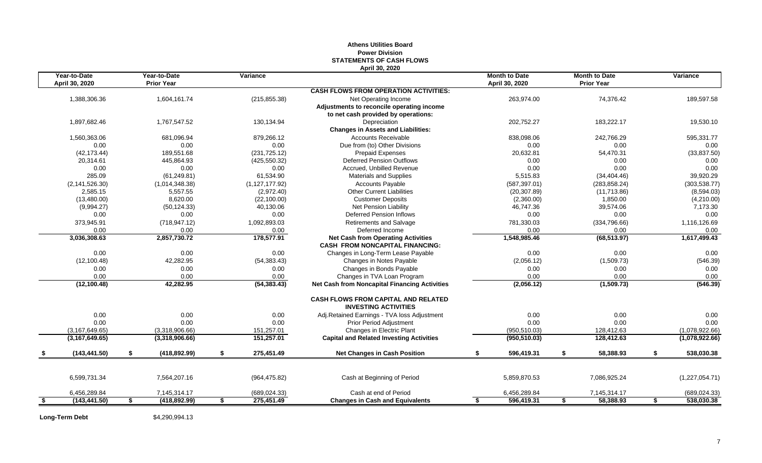# Athens Utilities Board
## Power Division
## STATEMENTS OF CASH FLOWS
### April 30, 2020

| Year-to-Date April 30, 2020 | Year-to-Date Prior Year | Variance | | Month to Date April 30, 2020 | Month to Date Prior Year | Variance |
|---|---|---|---|---|---|---|
| | | | **CASH FLOWS FROM OPERATION ACTIVITIES:** | | | |
| 1,388,306.36 | 1,604,161.74 | (215,855.38) | Net Operating Income | 263,974.00 | 74,376.42 | 189,597.58 |
| | | | **Adjustments to reconcile operating income** | | | |
| | | | **to net cash provided by operations:** | | | |
| 1,897,682.46 | 1,767,547.52 | 130,134.94 | Depreciation | 202,752.27 | 183,222.17 | 19,530.10 |
| | | | **Changes in Assets and Liabilities:** | | | |
| 1,560,363.06 | 681,096.94 | 879,266.12 | Accounts Receivable | 838,098.06 | 242,766.29 | 595,331.77 |
| 0.00 | 0.00 | 0.00 | Due from (to) Other Divisions | 0.00 | 0.00 | 0.00 |
| (42,173.44) | 189,551.68 | (231,725.12) | Prepaid Expenses | 20,632.81 | 54,470.31 | (33,837.50) |
| 20,314.61 | 445,864.93 | (425,550.32) | Deferred Pension Outflows | 0.00 | 0.00 | 0.00 |
| 0.00 | 0.00 | 0.00 | Accrued, Unbilled Revenue | 0.00 | 0.00 | 0.00 |
| 285.09 | (61,249.81) | 61,534.90 | Materials and Supplies | 5,515.83 | (34,404.46) | 39,920.29 |
| (2,141,526.30) | (1,014,348.38) | (1,127,177.92) | Accounts Payable | (587,397.01) | (283,858.24) | (303,538.77) |
| 2,585.15 | 5,557.55 | (2,972.40) | Other Current Liabilities | (20,307.89) | (11,713.86) | (8,594.03) |
| (13,480.00) | 8,620.00 | (22,100.00) | Customer Deposits | (2,360.00) | 1,850.00 | (4,210.00) |
| (9,994.27) | (50,124.33) | 40,130.06 | Net Pension Liability | 46,747.36 | 39,574.06 | 7,173.30 |
| 0.00 | 0.00 | 0.00 | Deferred Pension Inflows | 0.00 | 0.00 | 0.00 |
| 373,945.91 | (718,947.12) | 1,092,893.03 | Retirements and Salvage | 781,330.03 | (334,796.66) | 1,116,126.69 |
| 0.00 | 0.00 | 0.00 | Deferred Income | 0.00 | 0.00 | 0.00 |
| **3,036,308.63** | **2,857,730.72** | **178,577.91** | **Net Cash from Operating Activities** | **1,548,985.46** | **(68,513.97)** | **1,617,499.43** |
| | | | **CASH FROM NONCAPITAL FINANCING:** | | | |
| 0.00 | 0.00 | 0.00 | Changes in Long-Term Lease Payable | 0.00 | 0.00 | 0.00 |
| (12,100.48) | 42,282.95 | (54,383.43) | Changes in Notes Payable | (2,056.12) | (1,509.73) | (546.39) |
| 0.00 | 0.00 | 0.00 | Changes in Bonds Payable | 0.00 | 0.00 | 0.00 |
| 0.00 | 0.00 | 0.00 | Changes in TVA Loan Program | 0.00 | 0.00 | 0.00 |
| **(12,100.48)** | **42,282.95** | **(54,383.43)** | **Net Cash from Noncapital Financing Activities** | **(2,056.12)** | **(1,509.73)** | **(546.39)** |
| | | | **CASH FLOWS FROM CAPITAL AND RELATED INVESTING ACTIVITIES** | | | |
| 0.00 | 0.00 | 0.00 | Adj.Retained Earnings - TVA loss Adjustment | 0.00 | 0.00 | 0.00 |
| 0.00 | 0.00 | 0.00 | Prior Period Adjustment | 0.00 | 0.00 | 0.00 |
| (3,167,649.65) | (3,318,906.66) | 151,257.01 | Changes in Electric Plant | (950,510.03) | 128,412.63 | (1,078,922.66) |
| **(3,167,649.65)** | **(3,318,906.66)** | **151,257.01** | **Capital and Related Investing Activities** | **(950,510.03)** | **128,412.63** | **(1,078,922.66)** |
| **$ (143,441.50)** | **$ (418,892.99)** | **$ 275,451.49** | **Net Changes in Cash Position** | **$ 596,419.31** | **$ 58,388.93** | **$ 538,030.38** |
| 6,599,731.34 | 7,564,207.16 | (964,475.82) | Cash at Beginning of Period | 5,859,870.53 | 7,086,925.24 | (1,227,054.71) |
| 6,456,289.84 | 7,145,314.17 | (689,024.33) | Cash at end of Period | 6,456,289.84 | 7,145,314.17 | (689,024.33) |
| **$ (143,441.50)** | **$ (418,892.99)** | **$ 275,451.49** | **Changes in Cash and Equivalents** | **$ 596,419.31** | **$ 58,388.93** | **$ 538,030.38** |

**Long-Term Debt** $4,290,994.13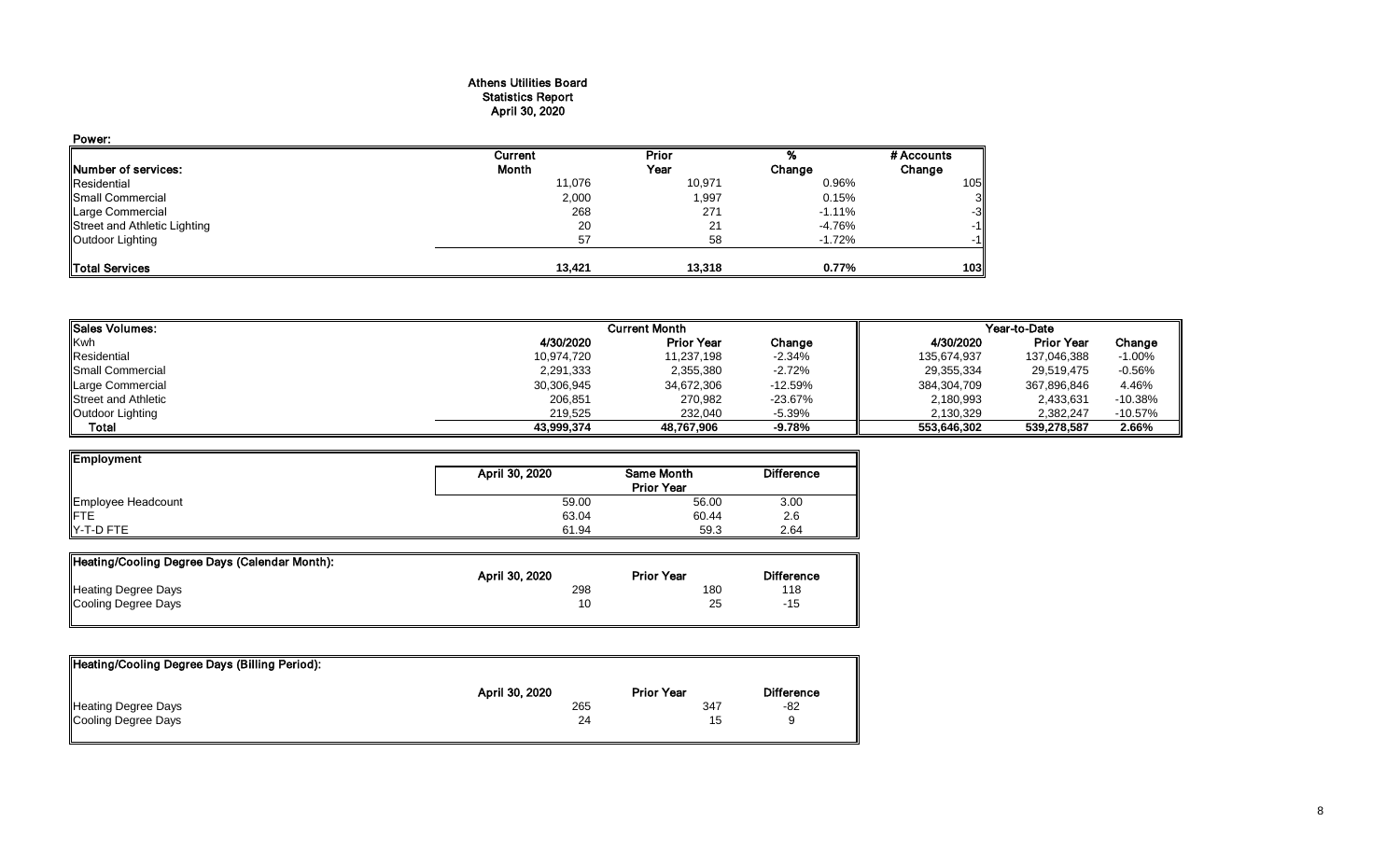# Athens Utilities Board
## Statistics Report
## April 30, 2020

**Power:**

| Number of services: | Current Month | Prior Year | % Change | # Accounts Change |
|---|---|---|---|---|
| Residential | 11,076 | 10,971 | 0.96% | 105 |
| Small Commercial | 2,000 | 1,997 | 0.15% | 3 |
| Large Commercial | 268 | 271 | -1.11% | -3 |
| Street and Athletic Lighting | 20 | 21 | -4.76% | -1 |
| Outdoor Lighting | 57 | 58 | -1.72% | -1 |
| **Total Services** | **13,421** | **13,318** | **0.77%** | **103** |

| Sales Volumes: | Current Month | | | Year-to-Date | | |
|---|---|---|---|---|---|---|
| Kwh | 4/30/2020 | Prior Year | Change | 4/30/2020 | Prior Year | Change |
| Residential | 10,974,720 | 11,237,198 | -2.34% | 135,674,937 | 137,046,388 | -1.00% |
| Small Commercial | 2,291,333 | 2,355,380 | -2.72% | 29,355,334 | 29,519,475 | -0.56% |
| Large Commercial | 30,306,945 | 34,672,306 | -12.59% | 384,304,709 | 367,896,846 | 4.46% |
| Street and Athletic | 206,851 | 270,982 | -23.67% | 2,180,993 | 2,433,631 | -10.38% |
| Outdoor Lighting | 219,525 | 232,040 | -5.39% | 2,130,329 | 2,382,247 | -10.57% |
| **Total** | **43,999,374** | **48,767,906** | **-9.78%** | **553,646,302** | **539,278,587** | **2.66%** |

| Employment | April 30, 2020 | Same Month Prior Year | Difference |
|---|---|---|---|
| Employee Headcount | 59.00 | 56.00 | 3.00 |
| FTE | 63.04 | 60.44 | 2.6 |
| Y-T-D FTE | 61.94 | 59.3 | 2.64 |

| Heating/Cooling Degree Days (Calendar Month): | April 30, 2020 | Prior Year | Difference |
|---|---|---|---|
| Heating Degree Days | 298 | 180 | 118 |
| Cooling Degree Days | 10 | 25 | -15 |

| Heating/Cooling Degree Days (Billing Period): | April 30, 2020 | Prior Year | Difference |
|---|---|---|---|
| Heating Degree Days | 265 | 347 | -82 |
| Cooling Degree Days | 24 | 15 | 9 |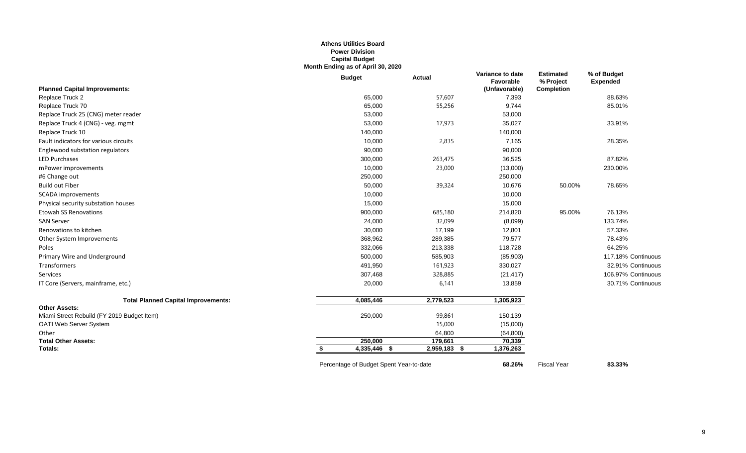**Athens Utilities Board**
**Power Division**
**Capital Budget**
**Month Ending as of April 30, 2020**

| Planned Capital Improvements: | Budget | Actual | Variance to date Favorable (Unfavorable) | Estimated % Project Completion | % of Budget Expended | |
|---|---|---|---|---|---|---|
| Replace Truck 2 | 65,000 | 57,607 | 7,393 | | 88.63% | |
| Replace Truck 70 | 65,000 | 55,256 | 9,744 | | 85.01% | |
| Replace Truck 25 (CNG) meter reader | 53,000 | | 53,000 | | | |
| Replace Truck 4 (CNG) - veg. mgmt | 53,000 | 17,973 | 35,027 | | 33.91% | |
| Replace Truck 10 | 140,000 | | 140,000 | | | |
| Fault indicators for various circuits | 10,000 | 2,835 | 7,165 | | 28.35% | |
| Englewood substation regulators | 90,000 | | 90,000 | | | |
| LED Purchases | 300,000 | 263,475 | 36,525 | | 87.82% | |
| mPower improvements | 10,000 | 23,000 | (13,000) | | 230.00% | |
| #6 Change out | 250,000 | | 250,000 | | | |
| Build out Fiber | 50,000 | 39,324 | 10,676 | 50.00% | 78.65% | |
| SCADA improvements | 10,000 | | 10,000 | | | |
| Physical security substation houses | 15,000 | | 15,000 | | | |
| Etowah SS Renovations | 900,000 | 685,180 | 214,820 | 95.00% | 76.13% | |
| SAN Server | 24,000 | 32,099 | (8,099) | | 133.74% | |
| Renovations to kitchen | 30,000 | 17,199 | 12,801 | | 57.33% | |
| Other System Improvements | 368,962 | 289,385 | 79,577 | | 78.43% | |
| Poles | 332,066 | 213,338 | 118,728 | | 64.25% | |
| Primary Wire and Underground | 500,000 | 585,903 | (85,903) | | 117.18% | Continuous |
| Transformers | 491,950 | 161,923 | 330,027 | | 32.91% | Continuous |
| Services | 307,468 | 328,885 | (21,417) | | 106.97% | Continuous |
| IT Core (Servers, mainframe, etc.) | 20,000 | 6,141 | 13,859 | | 30.71% | Continuous |
| **Total Planned Capital Improvements:** | **4,085,446** | **2,779,523** | **1,305,923** | | | |
| **Other Assets:** | | | | | | |
| Miami Street Rebuild (FY 2019 Budget Item) | 250,000 | 99,861 | 150,139 | | | |
| OATI Web Server System | | 15,000 | (15,000) | | | |
| Other | | 64,800 | (64,800) | | | |
| **Total Other Assets:** | **250,000** | **179,661** | **70,339** | | | |
| **Totals:** | **$ 4,335,446** | **$ 2,959,183** | **$ 1,376,263** | | | |

Percentage of Budget Spent Year-to-date **68.26%** Fiscal Year **83.33%**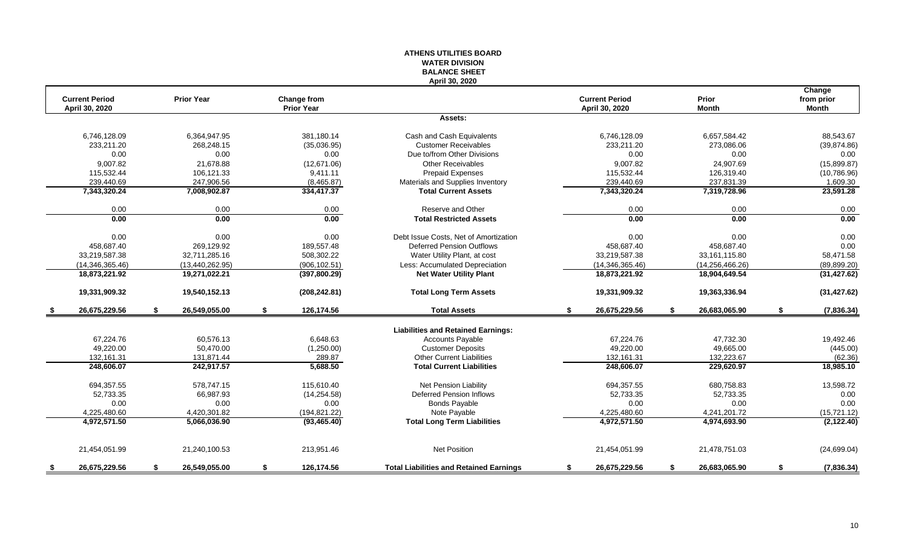# ATHENS UTILITIES BOARD
## WATER DIVISION
## BALANCE SHEET
### April 30, 2020

| Current Period April 30, 2020 | Prior Year | Change from Prior Year | | Current Period April 30, 2020 | Prior Month | Change from prior Month |
|---|---|---|---|---|---|---|
| | | | **Assets:** | | | |
| 6,746,128.09 | 6,364,947.95 | 381,180.14 | Cash and Cash Equivalents | 6,746,128.09 | 6,657,584.42 | 88,543.67 |
| 233,211.20 | 268,248.15 | (35,036.95) | Customer Receivables | 233,211.20 | 273,086.06 | (39,874.86) |
| 0.00 | 0.00 | 0.00 | Due to/from Other Divisions | 0.00 | 0.00 | 0.00 |
| 9,007.82 | 21,678.88 | (12,671.06) | Other Receivables | 9,007.82 | 24,907.69 | (15,899.87) |
| 115,532.44 | 106,121.33 | 9,411.11 | Prepaid Expenses | 115,532.44 | 126,319.40 | (10,786.96) |
| 239,440.69 | 247,906.56 | (8,465.87) | Materials and Supplies Inventory | 239,440.69 | 237,831.39 | 1,609.30 |
| **7,343,320.24** | **7,008,902.87** | **334,417.37** | **Total Current Assets** | **7,343,320.24** | **7,319,728.96** | **23,591.28** |
| 0.00 | 0.00 | 0.00 | Reserve and Other | 0.00 | 0.00 | 0.00 |
| **0.00** | **0.00** | **0.00** | **Total Restricted Assets** | **0.00** | **0.00** | **0.00** |
| 0.00 | 0.00 | 0.00 | Debt Issue Costs, Net of Amortization | 0.00 | 0.00 | 0.00 |
| 458,687.40 | 269,129.92 | 189,557.48 | Deferred Pension Outflows | 458,687.40 | 458,687.40 | 0.00 |
| 33,219,587.38 | 32,711,285.16 | 508,302.22 | Water Utility Plant, at cost | 33,219,587.38 | 33,161,115.80 | 58,471.58 |
| (14,346,365.46) | (13,440,262.95) | (906,102.51) | Less: Accumulated Depreciation | (14,346,365.46) | (14,256,466.26) | (89,899.20) |
| **18,873,221.92** | **19,271,022.21** | **(397,800.29)** | **Net Water Utility Plant** | **18,873,221.92** | **18,904,649.54** | **(31,427.62)** |
| **19,331,909.32** | **19,540,152.13** | **(208,242.81)** | **Total Long Term Assets** | **19,331,909.32** | **19,363,336.94** | **(31,427.62)** |
| **$ 26,675,229.56** | **$ 26,549,055.00** | **$ 126,174.56** | **Total Assets** | **$ 26,675,229.56** | **$ 26,683,065.90** | **$ (7,836.34)** |
| | | | **Liabilities and Retained Earnings:** | | | |
| 67,224.76 | 60,576.13 | 6,648.63 | Accounts Payable | 67,224.76 | 47,732.30 | 19,492.46 |
| 49,220.00 | 50,470.00 | (1,250.00) | Customer Deposits | 49,220.00 | 49,665.00 | (445.00) |
| 132,161.31 | 131,871.44 | 289.87 | Other Current Liabilities | 132,161.31 | 132,223.67 | (62.36) |
| **248,606.07** | **242,917.57** | **5,688.50** | **Total Current Liabilities** | **248,606.07** | **229,620.97** | **18,985.10** |
| 694,357.55 | 578,747.15 | 115,610.40 | Net Pension Liability | 694,357.55 | 680,758.83 | 13,598.72 |
| 52,733.35 | 66,987.93 | (14,254.58) | Deferred Pension Inflows | 52,733.35 | 52,733.35 | 0.00 |
| 0.00 | 0.00 | 0.00 | Bonds Payable | 0.00 | 0.00 | 0.00 |
| 4,225,480.60 | 4,420,301.82 | (194,821.22) | Note Payable | 4,225,480.60 | 4,241,201.72 | (15,721.12) |
| **4,972,571.50** | **5,066,036.90** | **(93,465.40)** | **Total Long Term Liabilities** | **4,972,571.50** | **4,974,693.90** | **(2,122.40)** |
| 21,454,051.99 | 21,240,100.53 | 213,951.46 | Net Position | 21,454,051.99 | 21,478,751.03 | (24,699.04) |
| **$ 26,675,229.56** | **$ 26,549,055.00** | **$ 126,174.56** | **Total Liabilities and Retained Earnings** | **$ 26,675,229.56** | **$ 26,683,065.90** | **$ (7,836.34)** |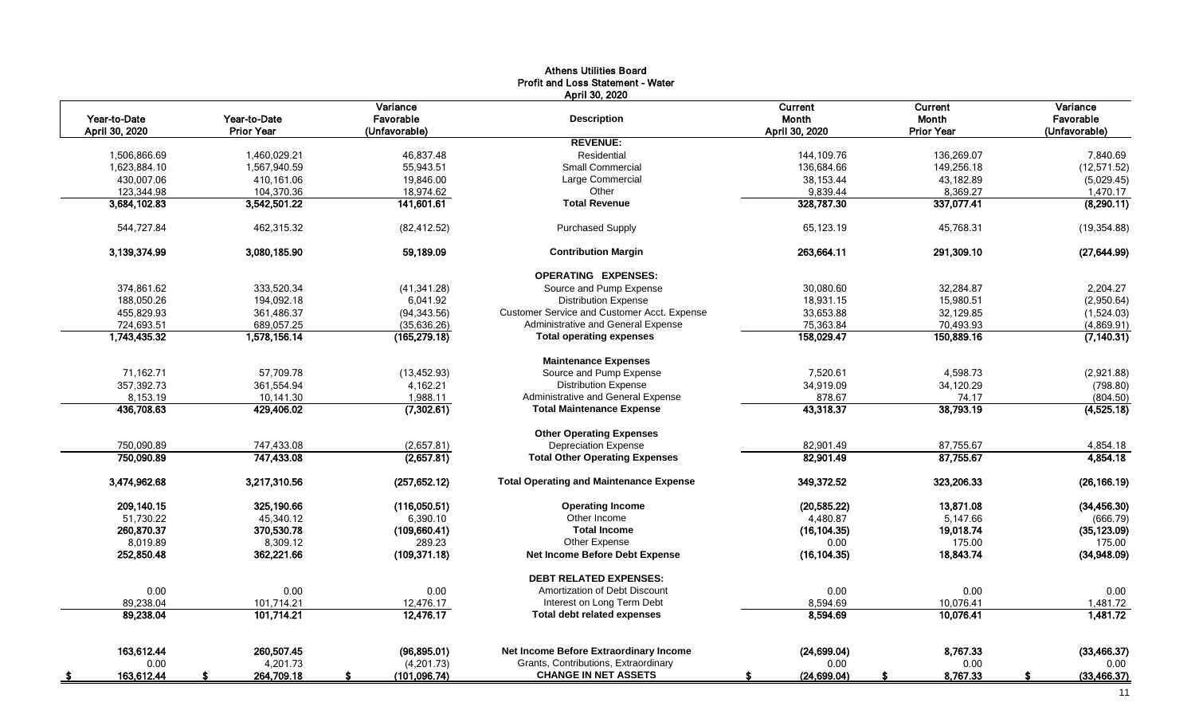# Athens Utilities Board
## Profit and Loss Statement - Water
### April 30, 2020

| Year-to-Date April 30, 2020 | Year-to-Date Prior Year | Variance Favorable (Unfavorable) | Description | Current Month April 30, 2020 | Current Month Prior Year | Variance Favorable (Unfavorable) |
|---|---|---|---|---|---|---|
| | | | **REVENUE:** | | | |
| 1,506,866.69 | 1,460,029.21 | 46,837.48 | Residential | 144,109.76 | 136,269.07 | 7,840.69 |
| 1,623,884.10 | 1,567,940.59 | 55,943.51 | Small Commercial | 136,684.66 | 149,256.18 | (12,571.52) |
| 430,007.06 | 410,161.06 | 19,846.00 | Large Commercial | 38,153.44 | 43,182.89 | (5,029.45) |
| 123,344.98 | 104,370.36 | 18,974.62 | Other | 9,839.44 | 8,369.27 | 1,470.17 |
| **3,684,102.83** | **3,542,501.22** | **141,601.61** | **Total Revenue** | **328,787.30** | **337,077.41** | **(8,290.11)** |
| 544,727.84 | 462,315.32 | (82,412.52) | Purchased Supply | 65,123.19 | 45,768.31 | (19,354.88) |
| **3,139,374.99** | **3,080,185.90** | **59,189.09** | **Contribution Margin** | **263,664.11** | **291,309.10** | **(27,644.99)** |
| | | | **OPERATING EXPENSES:** | | | |
| 374,861.62 | 333,520.34 | (41,341.28) | Source and Pump Expense | 30,080.60 | 32,284.87 | 2,204.27 |
| 188,050.26 | 194,092.18 | 6,041.92 | Distribution Expense | 18,931.15 | 15,980.51 | (2,950.64) |
| 455,829.93 | 361,486.37 | (94,343.56) | Customer Service and Customer Acct. Expense | 33,653.88 | 32,129.85 | (1,524.03) |
| 724,693.51 | 689,057.25 | (35,636.26) | Administrative and General Expense | 75,363.84 | 70,493.93 | (4,869.91) |
| **1,743,435.32** | **1,578,156.14** | **(165,279.18)** | **Total operating expenses** | **158,029.47** | **150,889.16** | **(7,140.31)** |
| | | | **Maintenance Expenses** | | | |
| 71,162.71 | 57,709.78 | (13,452.93) | Source and Pump Expense | 7,520.61 | 4,598.73 | (2,921.88) |
| 357,392.73 | 361,554.94 | 4,162.21 | Distribution Expense | 34,919.09 | 34,120.29 | (798.80) |
| 8,153.19 | 10,141.30 | 1,988.11 | Administrative and General Expense | 878.67 | 74.17 | (804.50) |
| **436,708.63** | **429,406.02** | **(7,302.61)** | **Total Maintenance Expense** | **43,318.37** | **38,793.19** | **(4,525.18)** |
| | | | **Other Operating Expenses** | | | |
| 750,090.89 | 747,433.08 | (2,657.81) | Depreciation Expense | 82,901.49 | 87,755.67 | 4,854.18 |
| **750,090.89** | **747,433.08** | **(2,657.81)** | **Total Other Operating Expenses** | **82,901.49** | **87,755.67** | **4,854.18** |
| **3,474,962.68** | **3,217,310.56** | **(257,652.12)** | **Total Operating and Maintenance Expense** | **349,372.52** | **323,206.33** | **(26,166.19)** |
| **209,140.15** | **325,190.66** | **(116,050.51)** | **Operating Income** | **(20,585.22)** | **13,871.08** | **(34,456.30)** |
| 51,730.22 | 45,340.12 | 6,390.10 | Other Income | 4,480.87 | 5,147.66 | (666.79) |
| **260,870.37** | **370,530.78** | **(109,660.41)** | **Total Income** | **(16,104.35)** | **19,018.74** | **(35,123.09)** |
| 8,019.89 | 8,309.12 | 289.23 | Other Expense | 0.00 | 175.00 | 175.00 |
| **252,850.48** | **362,221.66** | **(109,371.18)** | **Net Income Before Debt Expense** | **(16,104.35)** | **18,843.74** | **(34,948.09)** |
| | | | **DEBT RELATED EXPENSES:** | | | |
| 0.00 | 0.00 | 0.00 | Amortization of Debt Discount | 0.00 | 0.00 | 0.00 |
| 89,238.04 | 101,714.21 | 12,476.17 | Interest on Long Term Debt | 8,594.69 | 10,076.41 | 1,481.72 |
| **89,238.04** | **101,714.21** | **12,476.17** | **Total debt related expenses** | **8,594.69** | **10,076.41** | **1,481.72** |
| **163,612.44** | **260,507.45** | **(96,895.01)** | **Net Income Before Extraordinary Income** | **(24,699.04)** | **8,767.33** | **(33,466.37)** |
| 0.00 | 4,201.73 | (4,201.73) | Grants, Contributions, Extraordinary | 0.00 | 0.00 | 0.00 |
| **$ 163,612.44** | **$ 264,709.18** | **$ (101,096.74)** | **CHANGE IN NET ASSETS** | **$ (24,699.04)** | **$ 8,767.33** | **$ (33,466.37)** |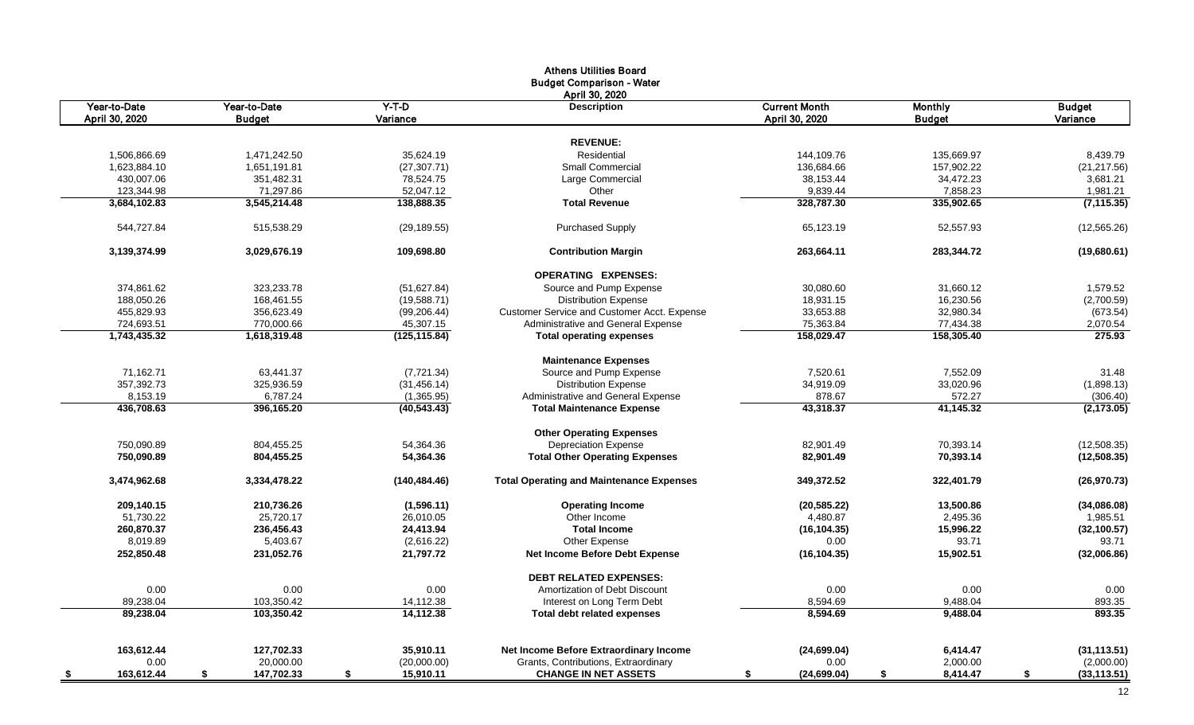# Athens Utilities Board
## Budget Comparison - Water
### April 30, 2020

| Year-to-Date April 30, 2020 | Year-to-Date Budget | Y-T-D Variance | Description | Current Month April 30, 2020 | Monthly Budget | Budget Variance |
|---|---|---|---|---|---|---|
| | | | **REVENUE:** | | | |
| 1,506,866.69 | 1,471,242.50 | 35,624.19 | Residential | 144,109.76 | 135,669.97 | 8,439.79 |
| 1,623,884.10 | 1,651,191.81 | (27,307.71) | Small Commercial | 136,684.66 | 157,902.22 | (21,217.56) |
| 430,007.06 | 351,482.31 | 78,524.75 | Large Commercial | 38,153.44 | 34,472.23 | 3,681.21 |
| 123,344.98 | 71,297.86 | 52,047.12 | Other | 9,839.44 | 7,858.23 | 1,981.21 |
| **3,684,102.83** | **3,545,214.48** | **138,888.35** | **Total Revenue** | **328,787.30** | **335,902.65** | **(7,115.35)** |
| 544,727.84 | 515,538.29 | (29,189.55) | Purchased Supply | 65,123.19 | 52,557.93 | (12,565.26) |
| **3,139,374.99** | **3,029,676.19** | **109,698.80** | **Contribution Margin** | **263,664.11** | **283,344.72** | **(19,680.61)** |
| | | | **OPERATING EXPENSES:** | | | |
| 374,861.62 | 323,233.78 | (51,627.84) | Source and Pump Expense | 30,080.60 | 31,660.12 | 1,579.52 |
| 188,050.26 | 168,461.55 | (19,588.71) | Distribution Expense | 18,931.15 | 16,230.56 | (2,700.59) |
| 455,829.93 | 356,623.49 | (99,206.44) | Customer Service and Customer Acct. Expense | 33,653.88 | 32,980.34 | (673.54) |
| 724,693.51 | 770,000.66 | 45,307.15 | Administrative and General Expense | 75,363.84 | 77,434.38 | 2,070.54 |
| **1,743,435.32** | **1,618,319.48** | **(125,115.84)** | **Total operating expenses** | **158,029.47** | **158,305.40** | **275.93** |
| | | | **Maintenance Expenses** | | | |
| 71,162.71 | 63,441.37 | (7,721.34) | Source and Pump Expense | 7,520.61 | 7,552.09 | 31.48 |
| 357,392.73 | 325,936.59 | (31,456.14) | Distribution Expense | 34,919.09 | 33,020.96 | (1,898.13) |
| 8,153.19 | 6,787.24 | (1,365.95) | Administrative and General Expense | 878.67 | 572.27 | (306.40) |
| **436,708.63** | **396,165.20** | **(40,543.43)** | **Total Maintenance Expense** | **43,318.37** | **41,145.32** | **(2,173.05)** |
| | | | **Other Operating Expenses** | | | |
| 750,090.89 | 804,455.25 | 54,364.36 | Depreciation Expense | 82,901.49 | 70,393.14 | (12,508.35) |
| **750,090.89** | **804,455.25** | **54,364.36** | **Total Other Operating Expenses** | **82,901.49** | **70,393.14** | **(12,508.35)** |
| **3,474,962.68** | **3,334,478.22** | **(140,484.46)** | **Total Operating and Maintenance Expenses** | **349,372.52** | **322,401.79** | **(26,970.73)** |
| **209,140.15** | **210,736.26** | **(1,596.11)** | **Operating Income** | **(20,585.22)** | **13,500.86** | **(34,086.08)** |
| 51,730.22 | 25,720.17 | 26,010.05 | Other Income | 4,480.87 | 2,495.36 | 1,985.51 |
| **260,870.37** | **236,456.43** | **24,413.94** | **Total Income** | **(16,104.35)** | **15,996.22** | **(32,100.57)** |
| 8,019.89 | 5,403.67 | (2,616.22) | Other Expense | 0.00 | 93.71 | 93.71 |
| **252,850.48** | **231,052.76** | **21,797.72** | **Net Income Before Debt Expense** | **(16,104.35)** | **15,902.51** | **(32,006.86)** |
| | | | **DEBT RELATED EXPENSES:** | | | |
| 0.00 | 0.00 | 0.00 | Amortization of Debt Discount | 0.00 | 0.00 | 0.00 |
| 89,238.04 | 103,350.42 | 14,112.38 | Interest on Long Term Debt | 8,594.69 | 9,488.04 | 893.35 |
| **89,238.04** | **103,350.42** | **14,112.38** | **Total debt related expenses** | **8,594.69** | **9,488.04** | **893.35** |
| **163,612.44** | **127,702.33** | **35,910.11** | **Net Income Before Extraordinary Income** | **(24,699.04)** | **6,414.47** | **(31,113.51)** |
| 0.00 | 20,000.00 | (20,000.00) | Grants, Contributions, Extraordinary | 0.00 | 2,000.00 | (2,000.00) |
| **$ 163,612.44** | **$ 147,702.33** | **$ 15,910.11** | **CHANGE IN NET ASSETS** | **$ (24,699.04)** | **$ 8,414.47** | **$ (33,113.51)** |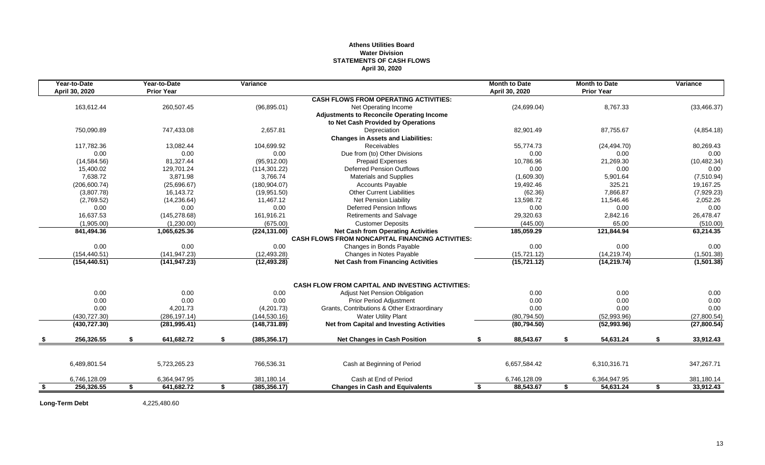**Athens Utilities Board**
**Water Division**
**STATEMENTS OF CASH FLOWS**
**April 30, 2020**

| Year-to-Date April 30, 2020 | Year-to-Date Prior Year | Variance | | Month to Date April 30, 2020 | Month to Date Prior Year | Variance |
|---|---|---|---|---|---|---|
| | | | **CASH FLOWS FROM OPERATING ACTIVITIES:** | | | |
| 163,612.44 | 260,507.45 | (96,895.01) | Net Operating Income | (24,699.04) | 8,767.33 | (33,466.37) |
| | | | **Adjustments to Reconcile Operating Income** | | | |
| | | | **to Net Cash Provided by Operations** | | | |
| 750,090.89 | 747,433.08 | 2,657.81 | Depreciation | 82,901.49 | 87,755.67 | (4,854.18) |
| | | | **Changes in Assets and Liabilities:** | | | |
| 117,782.36 | 13,082.44 | 104,699.92 | Receivables | 55,774.73 | (24,494.70) | 80,269.43 |
| 0.00 | 0.00 | 0.00 | Due from (to) Other Divisions | 0.00 | 0.00 | 0.00 |
| (14,584.56) | 81,327.44 | (95,912.00) | Prepaid Expenses | 10,786.96 | 21,269.30 | (10,482.34) |
| 15,400.02 | 129,701.24 | (114,301.22) | Deferred Pension Outflows | 0.00 | 0.00 | 0.00 |
| 7,638.72 | 3,871.98 | 3,766.74 | Materials and Supplies | (1,609.30) | 5,901.64 | (7,510.94) |
| (206,600.74) | (25,696.67) | (180,904.07) | Accounts Payable | 19,492.46 | 325.21 | 19,167.25 |
| (3,807.78) | 16,143.72 | (19,951.50) | Other Current Liabilities | (62.36) | 7,866.87 | (7,929.23) |
| (2,769.52) | (14,236.64) | 11,467.12 | Net Pension Liability | 13,598.72 | 11,546.46 | 2,052.26 |
| 0.00 | 0.00 | 0.00 | Deferred Pension Inflows | 0.00 | 0.00 | 0.00 |
| 16,637.53 | (145,278.68) | 161,916.21 | Retirements and Salvage | 29,320.63 | 2,842.16 | 26,478.47 |
| (1,905.00) | (1,230.00) | (675.00) | Customer Deposits | (445.00) | 65.00 | (510.00) |
| **841,494.36** | **1,065,625.36** | **(224,131.00)** | **Net Cash from Operating Activities** | **185,059.29** | **121,844.94** | **63,214.35** |
| | | | **CASH FLOWS FROM NONCAPITAL FINANCING ACTIVITIES:** | | | |
| 0.00 | 0.00 | 0.00 | Changes in Bonds Payable | 0.00 | 0.00 | 0.00 |
| (154,440.51) | (141,947.23) | (12,493.28) | Changes in Notes Payable | (15,721.12) | (14,219.74) | (1,501.38) |
| **(154,440.51)** | **(141,947.23)** | **(12,493.28)** | **Net Cash from Financing Activities** | **(15,721.12)** | **(14,219.74)** | **(1,501.38)** |
| | | | **CASH FLOW FROM CAPITAL AND INVESTING ACTIVITIES:** | | | |
| 0.00 | 0.00 | 0.00 | Adjust Net Pension Obligation | 0.00 | 0.00 | 0.00 |
| 0.00 | 0.00 | 0.00 | Prior Period Adjustment | 0.00 | 0.00 | 0.00 |
| 0.00 | 4,201.73 | (4,201.73) | Grants, Contributions & Other Extraordinary | 0.00 | 0.00 | 0.00 |
| (430,727.30) | (286,197.14) | (144,530.16) | Water Utility Plant | (80,794.50) | (52,993.96) | (27,800.54) |
| **(430,727.30)** | **(281,995.41)** | **(148,731.89)** | **Net from Capital and Investing Activities** | **(80,794.50)** | **(52,993.96)** | **(27,800.54)** |
| **$ 256,326.55** | **$ 641,682.72** | **$ (385,356.17)** | **Net Changes in Cash Position** | **$ 88,543.67** | **$ 54,631.24** | **$ 33,912.43** |
| 6,489,801.54 | 5,723,265.23 | 766,536.31 | Cash at Beginning of Period | 6,657,584.42 | 6,310,316.71 | 347,267.71 |
| 6,746,128.09 | 6,364,947.95 | 381,180.14 | Cash at End of Period | 6,746,128.09 | 6,364,947.95 | 381,180.14 |
| **$ 256,326.55** | **$ 641,682.72** | **$ (385,356.17)** | **Changes in Cash and Equivalents** | **$ 88,543.67** | **$ 54,631.24** | **$ 33,912.43** |

**Long-Term Debt** 4,225,480.60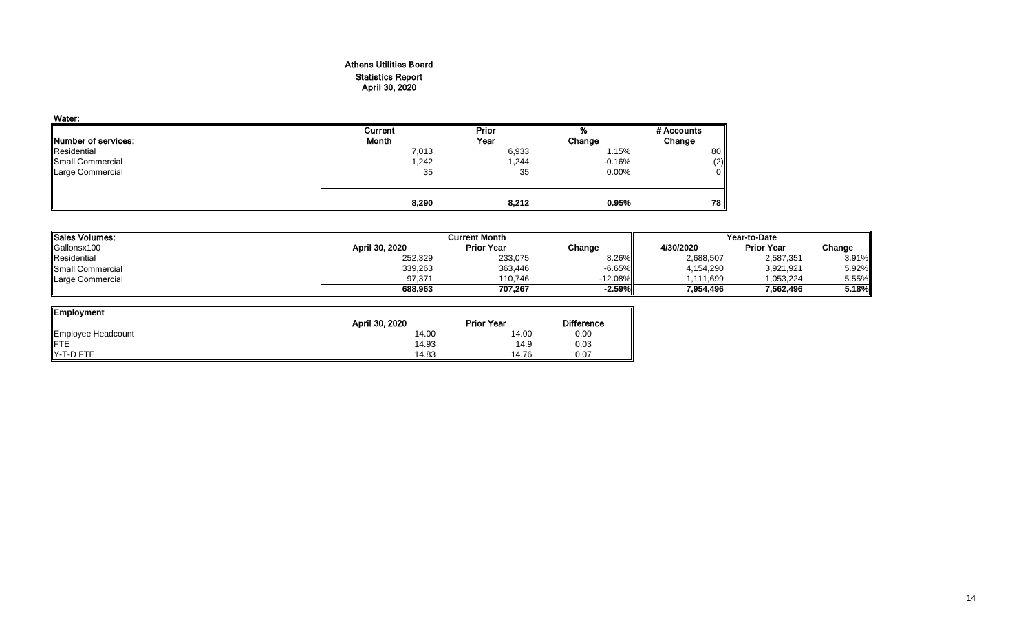# Athens Utilities Board
## Statistics Report
### April 30, 2020

**Water:**

| Number of services: | Current Month | Prior Year | % Change | # Accounts Change |
|---|---|---|---|---|
| Residential | 7,013 | 6,933 | 1.15% | 80 |
| Small Commercial | 1,242 | 1,244 | -0.16% | (2) |
| Large Commercial | 35 | 35 | 0.00% | 0 |
| | **8,290** | **8,212** | **0.95%** | **78** |

| Sales Volumes: | Current Month | | | Year-to-Date | | |
|---|---|---|---|---|---|---|
| Gallonsx100 | April 30, 2020 | Prior Year | Change | 4/30/2020 | Prior Year | Change |
| Residential | 252,329 | 233,075 | 8.26% | 2,688,507 | 2,587,351 | 3.91% |
| Small Commercial | 339,263 | 363,446 | -6.65% | 4,154,290 | 3,921,921 | 5.92% |
| Large Commercial | 97,371 | 110,746 | -12.08% | 1,111,699 | 1,053,224 | 5.55% |
| | **688,963** | **707,267** | **-2.59%** | **7,954,496** | **7,562,496** | **5.18%** |

| Employment | April 30, 2020 | Prior Year | Difference |
|---|---|---|---|
| Employee Headcount | 14.00 | 14.00 | 0.00 |
| FTE | 14.93 | 14.9 | 0.03 |
| Y-T-D FTE | 14.83 | 14.76 | 0.07 |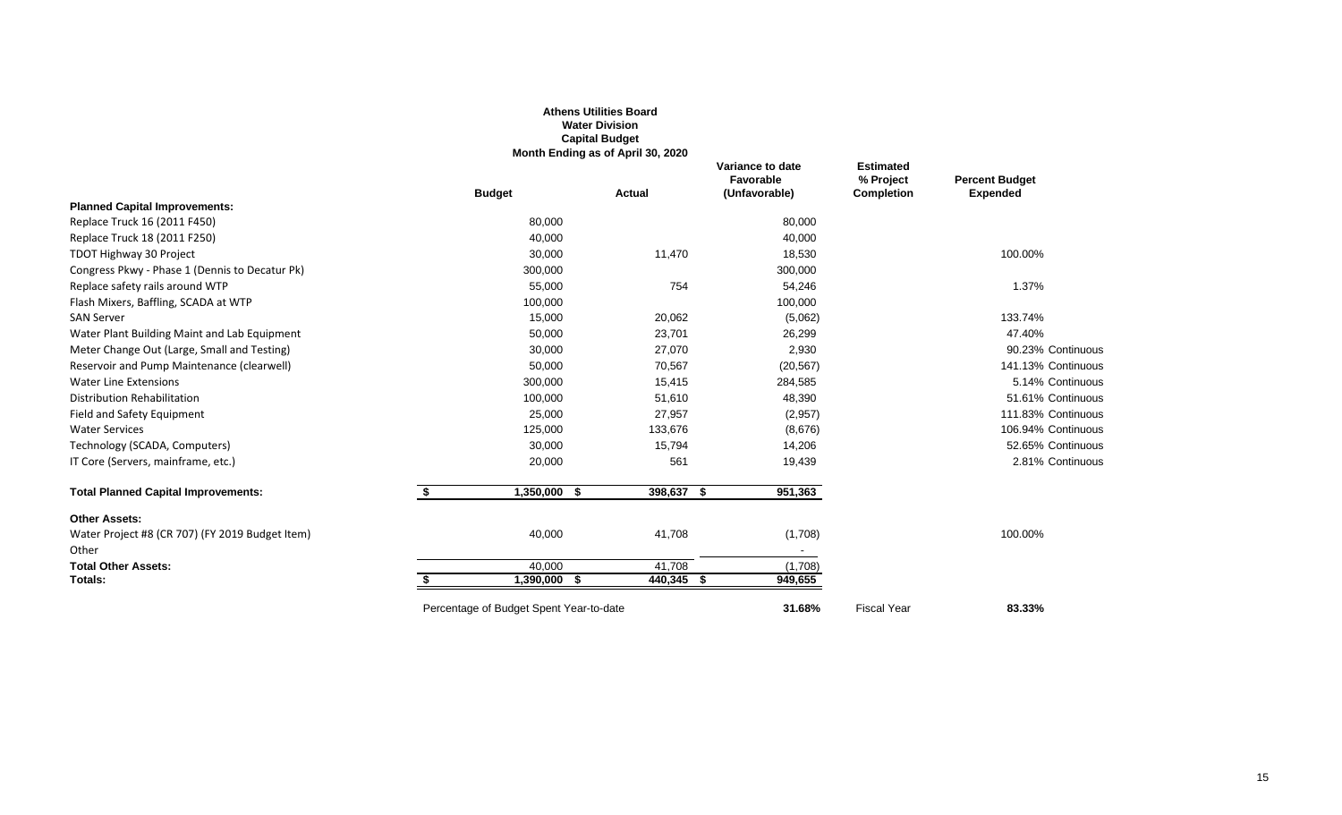**Athens Utilities Board**
**Water Division**
**Capital Budget**
**Month Ending as of April 30, 2020**

| | Budget | Actual | Variance to date Favorable (Unfavorable) | Estimated % Project Completion | Percent Budget Expended | |
|---|---|---|---|---|---|---|
| **Planned Capital Improvements:** | | | | | | |
| Replace Truck 16 (2011 F450) | 80,000 | | 80,000 | | | |
| Replace Truck 18 (2011 F250) | 40,000 | | 40,000 | | | |
| TDOT Highway 30 Project | 30,000 | 11,470 | 18,530 | | 100.00% | |
| Congress Pkwy - Phase 1 (Dennis to Decatur Pk) | 300,000 | | 300,000 | | | |
| Replace safety rails around WTP | 55,000 | 754 | 54,246 | | 1.37% | |
| Flash Mixers, Baffling, SCADA at WTP | 100,000 | | 100,000 | | | |
| SAN Server | 15,000 | 20,062 | (5,062) | | 133.74% | |
| Water Plant Building Maint and Lab Equipment | 50,000 | 23,701 | 26,299 | | 47.40% | |
| Meter Change Out (Large, Small and Testing) | 30,000 | 27,070 | 2,930 | | 90.23% | Continuous |
| Reservoir and Pump Maintenance (clearwell) | 50,000 | 70,567 | (20,567) | | 141.13% | Continuous |
| Water Line Extensions | 300,000 | 15,415 | 284,585 | | 5.14% | Continuous |
| Distribution Rehabilitation | 100,000 | 51,610 | 48,390 | | 51.61% | Continuous |
| Field and Safety Equipment | 25,000 | 27,957 | (2,957) | | 111.83% | Continuous |
| Water Services | 125,000 | 133,676 | (8,676) | | 106.94% | Continuous |
| Technology (SCADA, Computers) | 30,000 | 15,794 | 14,206 | | 52.65% | Continuous |
| IT Core (Servers, mainframe, etc.) | 20,000 | 561 | 19,439 | | 2.81% | Continuous |
| **Total Planned Capital Improvements:** | **$ 1,350,000** | **$ 398,637** | **$ 951,363** | | | |
| **Other Assets:** | | | | | | |
| Water Project #8 (CR 707) (FY 2019 Budget Item) | 40,000 | 41,708 | (1,708) | | 100.00% | |
| Other | | | - | | | |
| **Total Other Assets:** | 40,000 | 41,708 | (1,708) | | | |
| **Totals:** | **$ 1,390,000** | **$ 440,345** | **$ 949,655** | | | |
| | Percentage of Budget Spent Year-to-date | | **31.68%** | Fiscal Year | **83.33%** | |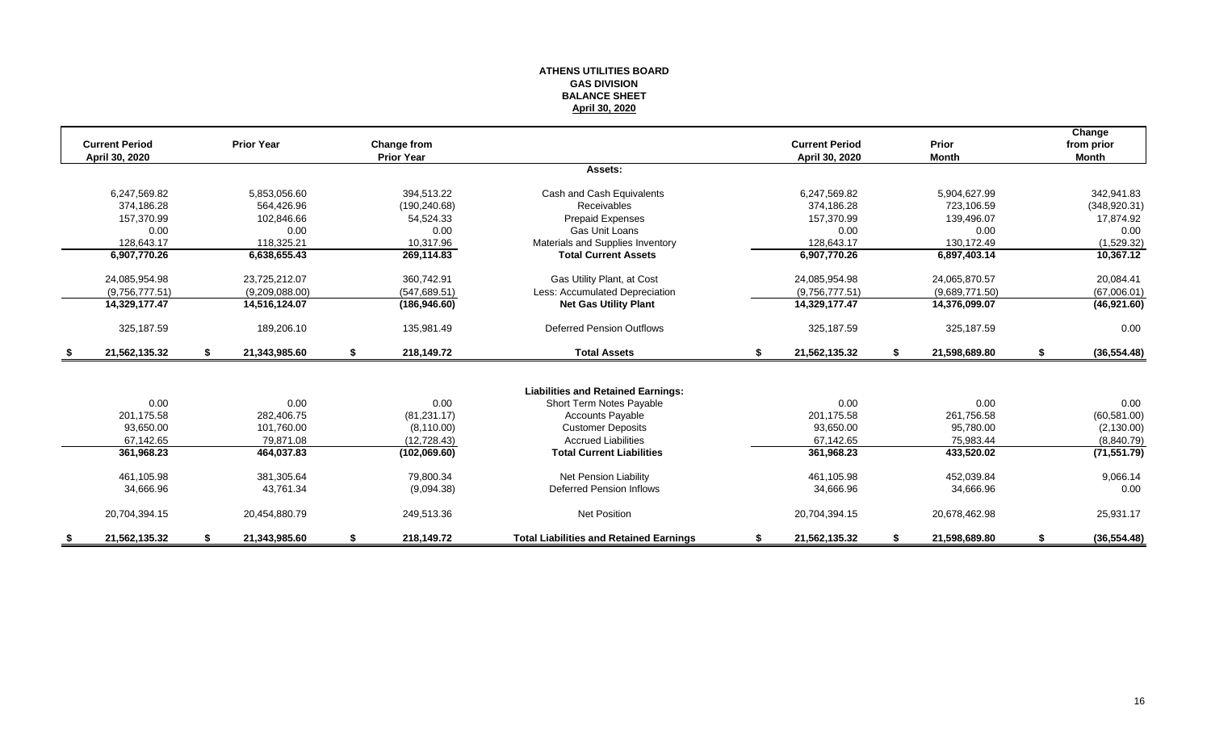**ATHENS UTILITIES BOARD**
**GAS DIVISION**
**BALANCE SHEET**
**April 30, 2020**

| Current Period April 30, 2020 | Prior Year | Change from Prior Year | | Current Period April 30, 2020 | Prior Month | Change from prior Month |
|---|---|---|---|---|---|---|
| | | | **Assets:** | | | |
| 6,247,569.82 | 5,853,056.60 | 394,513.22 | Cash and Cash Equivalents | 6,247,569.82 | 5,904,627.99 | 342,941.83 |
| 374,186.28 | 564,426.96 | (190,240.68) | Receivables | 374,186.28 | 723,106.59 | (348,920.31) |
| 157,370.99 | 102,846.66 | 54,524.33 | Prepaid Expenses | 157,370.99 | 139,496.07 | 17,874.92 |
| 0.00 | 0.00 | 0.00 | Gas Unit Loans | 0.00 | 0.00 | 0.00 |
| 128,643.17 | 118,325.21 | 10,317.96 | Materials and Supplies Inventory | 128,643.17 | 130,172.49 | (1,529.32) |
| **6,907,770.26** | **6,638,655.43** | **269,114.83** | **Total Current Assets** | **6,907,770.26** | **6,897,403.14** | **10,367.12** |
| 24,085,954.98 | 23,725,212.07 | 360,742.91 | Gas Utility Plant, at Cost | 24,085,954.98 | 24,065,870.57 | 20,084.41 |
| (9,756,777.51) | (9,209,088.00) | (547,689.51) | Less: Accumulated Depreciation | (9,756,777.51) | (9,689,771.50) | (67,006.01) |
| **14,329,177.47** | **14,516,124.07** | **(186,946.60)** | **Net Gas Utility Plant** | **14,329,177.47** | **14,376,099.07** | **(46,921.60)** |
| 325,187.59 | 189,206.10 | 135,981.49 | Deferred Pension Outflows | 325,187.59 | 325,187.59 | 0.00 |
| **$ 21,562,135.32** | **$ 21,343,985.60** | **$ 218,149.72** | **Total Assets** | **$ 21,562,135.32** | **$ 21,598,689.80** | **$ (36,554.48)** |
| | | | **Liabilities and Retained Earnings:** | | | |
| 0.00 | 0.00 | 0.00 | Short Term Notes Payable | 0.00 | 0.00 | 0.00 |
| 201,175.58 | 282,406.75 | (81,231.17) | Accounts Payable | 201,175.58 | 261,756.58 | (60,581.00) |
| 93,650.00 | 101,760.00 | (8,110.00) | Customer Deposits | 93,650.00 | 95,780.00 | (2,130.00) |
| 67,142.65 | 79,871.08 | (12,728.43) | Accrued Liabilities | 67,142.65 | 75,983.44 | (8,840.79) |
| **361,968.23** | **464,037.83** | **(102,069.60)** | **Total Current Liabilities** | **361,968.23** | **433,520.02** | **(71,551.79)** |
| 461,105.98 | 381,305.64 | 79,800.34 | Net Pension Liability | 461,105.98 | 452,039.84 | 9,066.14 |
| 34,666.96 | 43,761.34 | (9,094.38) | Deferred Pension Inflows | 34,666.96 | 34,666.96 | 0.00 |
| 20,704,394.15 | 20,454,880.79 | 249,513.36 | Net Position | 20,704,394.15 | 20,678,462.98 | 25,931.17 |
| **$ 21,562,135.32** | **$ 21,343,985.60** | **$ 218,149.72** | **Total Liabilities and Retained Earnings** | **$ 21,562,135.32** | **$ 21,598,689.80** | **$ (36,554.48)** |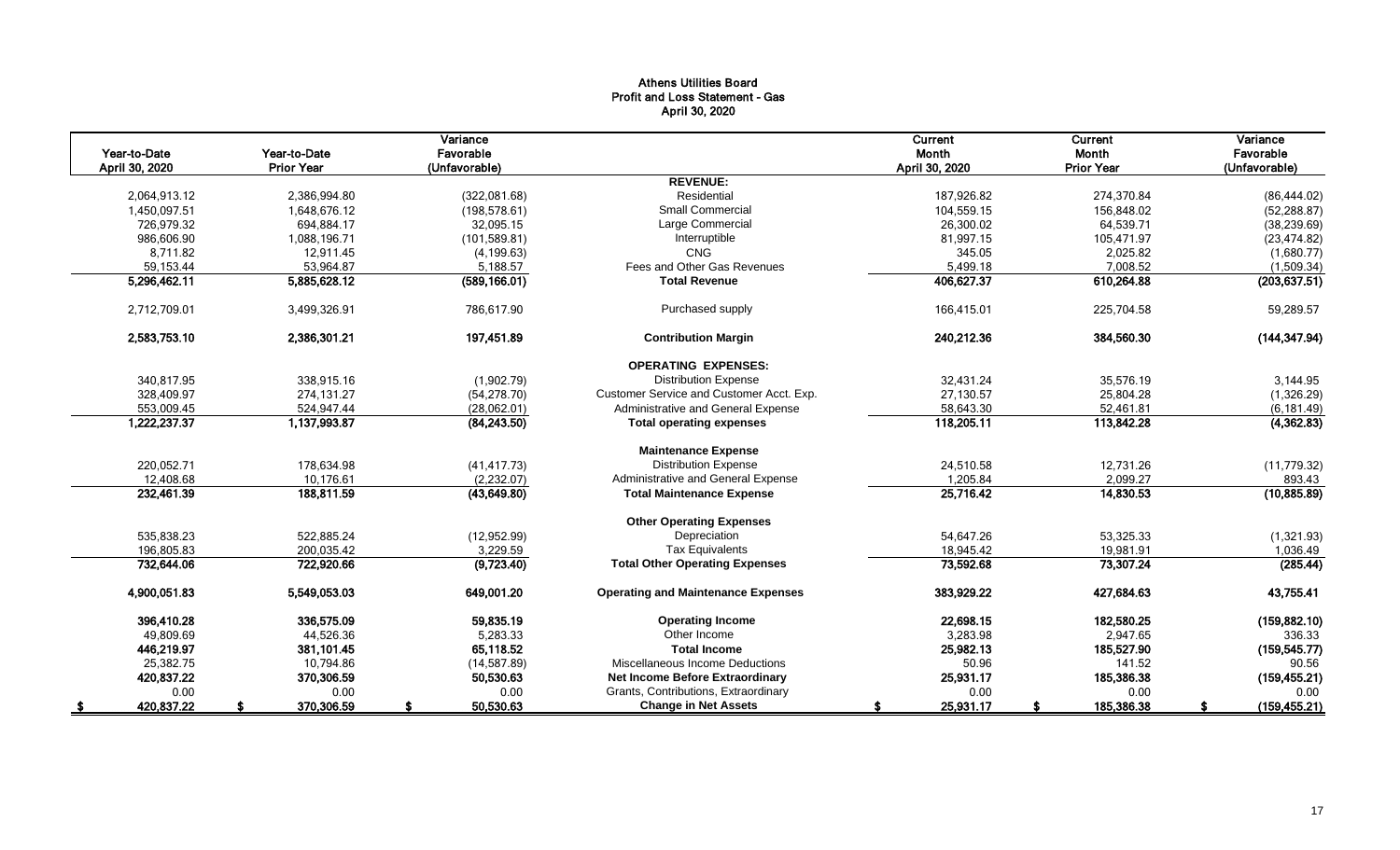**Athens Utilities Board**
**Profit and Loss Statement - Gas**
**April 30, 2020**

| Year-to-Date April 30, 2020 | Year-to-Date Prior Year | Variance Favorable (Unfavorable) | | Current Month April 30, 2020 | Current Month Prior Year | Variance Favorable (Unfavorable) |
|---|---|---|---|---|---|---|
| | | | **REVENUE:** | | | |
| 2,064,913.12 | 2,386,994.80 | (322,081.68) | Residential | 187,926.82 | 274,370.84 | (86,444.02) |
| 1,450,097.51 | 1,648,676.12 | (198,578.61) | Small Commercial | 104,559.15 | 156,848.02 | (52,288.87) |
| 726,979.32 | 694,884.17 | 32,095.15 | Large Commercial | 26,300.02 | 64,539.71 | (38,239.69) |
| 986,606.90 | 1,088,196.71 | (101,589.81) | Interruptible | 81,997.15 | 105,471.97 | (23,474.82) |
| 8,711.82 | 12,911.45 | (4,199.63) | CNG | 345.05 | 2,025.82 | (1,680.77) |
| 59,153.44 | 53,964.87 | 5,188.57 | Fees and Other Gas Revenues | 5,499.18 | 7,008.52 | (1,509.34) |
| **5,296,462.11** | **5,885,628.12** | **(589,166.01)** | **Total Revenue** | **406,627.37** | **610,264.88** | **(203,637.51)** |
| 2,712,709.01 | 3,499,326.91 | 786,617.90 | Purchased supply | 166,415.01 | 225,704.58 | 59,289.57 |
| **2,583,753.10** | **2,386,301.21** | **197,451.89** | **Contribution Margin** | **240,212.36** | **384,560.30** | **(144,347.94)** |
| | | | **OPERATING EXPENSES:** | | | |
| 340,817.95 | 338,915.16 | (1,902.79) | Distribution Expense | 32,431.24 | 35,576.19 | 3,144.95 |
| 328,409.97 | 274,131.27 | (54,278.70) | Customer Service and Customer Acct. Exp. | 27,130.57 | 25,804.28 | (1,326.29) |
| 553,009.45 | 524,947.44 | (28,062.01) | Administrative and General Expense | 58,643.30 | 52,461.81 | (6,181.49) |
| **1,222,237.37** | **1,137,993.87** | **(84,243.50)** | **Total operating expenses** | **118,205.11** | **113,842.28** | **(4,362.83)** |
| | | | **Maintenance Expense** | | | |
| 220,052.71 | 178,634.98 | (41,417.73) | Distribution Expense | 24,510.58 | 12,731.26 | (11,779.32) |
| 12,408.68 | 10,176.61 | (2,232.07) | Administrative and General Expense | 1,205.84 | 2,099.27 | 893.43 |
| **232,461.39** | **188,811.59** | **(43,649.80)** | **Total Maintenance Expense** | **25,716.42** | **14,830.53** | **(10,885.89)** |
| | | | **Other Operating Expenses** | | | |
| 535,838.23 | 522,885.24 | (12,952.99) | Depreciation | 54,647.26 | 53,325.33 | (1,321.93) |
| 196,805.83 | 200,035.42 | 3,229.59 | Tax Equivalents | 18,945.42 | 19,981.91 | 1,036.49 |
| **732,644.06** | **722,920.66** | **(9,723.40)** | **Total Other Operating Expenses** | **73,592.68** | **73,307.24** | **(285.44)** |
| **4,900,051.83** | **5,549,053.03** | **649,001.20** | **Operating and Maintenance Expenses** | **383,929.22** | **427,684.63** | **43,755.41** |
| **396,410.28** | **336,575.09** | **59,835.19** | **Operating Income** | **22,698.15** | **182,580.25** | **(159,882.10)** |
| 49,809.69 | 44,526.36 | 5,283.33 | Other Income | 3,283.98 | 2,947.65 | 336.33 |
| **446,219.97** | **381,101.45** | **65,118.52** | **Total Income** | **25,982.13** | **185,527.90** | **(159,545.77)** |
| 25,382.75 | 10,794.86 | (14,587.89) | Miscellaneous Income Deductions | 50.96 | 141.52 | 90.56 |
| **420,837.22** | **370,306.59** | **50,530.63** | **Net Income Before Extraordinary** | **25,931.17** | **185,386.38** | **(159,455.21)** |
| 0.00 | 0.00 | 0.00 | Grants, Contributions, Extraordinary | 0.00 | 0.00 | 0.00 |
| **$ 420,837.22** | **$ 370,306.59** | **$ 50,530.63** | **Change in Net Assets** | **$ 25,931.17** | **$ 185,386.38** | **$ (159,455.21)** |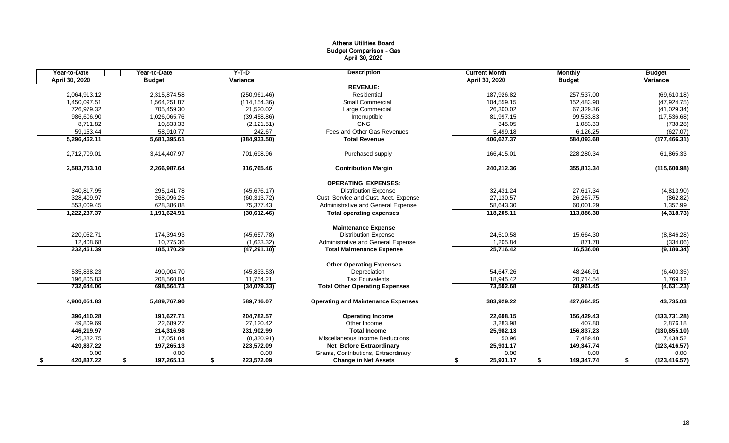# Athens Utilities Board
## Budget Comparison - Gas
### April 30, 2020

| Year-to-Date April 30, 2020 | Year-to-Date Budget | Y-T-D Variance | Description | Current Month April 30, 2020 | Monthly Budget | Budget Variance |
|---|---|---|---|---|---|---|
| | | | **REVENUE:** | | | |
| 2,064,913.12 | 2,315,874.58 | (250,961.46) | Residential | 187,926.82 | 257,537.00 | (69,610.18) |
| 1,450,097.51 | 1,564,251.87 | (114,154.36) | Small Commercial | 104,559.15 | 152,483.90 | (47,924.75) |
| 726,979.32 | 705,459.30 | 21,520.02 | Large Commercial | 26,300.02 | 67,329.36 | (41,029.34) |
| 986,606.90 | 1,026,065.76 | (39,458.86) | Interruptible | 81,997.15 | 99,533.83 | (17,536.68) |
| 8,711.82 | 10,833.33 | (2,121.51) | CNG | 345.05 | 1,083.33 | (738.28) |
| 59,153.44 | 58,910.77 | 242.67 | Fees and Other Gas Revenues | 5,499.18 | 6,126.25 | (627.07) |
| **5,296,462.11** | **5,681,395.61** | **(384,933.50)** | **Total Revenue** | **406,627.37** | **584,093.68** | **(177,466.31)** |
| 2,712,709.01 | 3,414,407.97 | 701,698.96 | Purchased supply | 166,415.01 | 228,280.34 | 61,865.33 |
| **2,583,753.10** | **2,266,987.64** | **316,765.46** | **Contribution Margin** | **240,212.36** | **355,813.34** | **(115,600.98)** |
| | | | **OPERATING EXPENSES:** | | | |
| 340,817.95 | 295,141.78 | (45,676.17) | Distribution Expense | 32,431.24 | 27,617.34 | (4,813.90) |
| 328,409.97 | 268,096.25 | (60,313.72) | Cust. Service and Cust. Acct. Expense | 27,130.57 | 26,267.75 | (862.82) |
| 553,009.45 | 628,386.88 | 75,377.43 | Administrative and General Expense | 58,643.30 | 60,001.29 | 1,357.99 |
| **1,222,237.37** | **1,191,624.91** | **(30,612.46)** | **Total operating expenses** | **118,205.11** | **113,886.38** | **(4,318.73)** |
| | | | **Maintenance Expense** | | | |
| 220,052.71 | 174,394.93 | (45,657.78) | Distribution Expense | 24,510.58 | 15,664.30 | (8,846.28) |
| 12,408.68 | 10,775.36 | (1,633.32) | Administrative and General Expense | 1,205.84 | 871.78 | (334.06) |
| **232,461.39** | **185,170.29** | **(47,291.10)** | **Total Maintenance Expense** | **25,716.42** | **16,536.08** | **(9,180.34)** |
| | | | **Other Operating Expenses** | | | |
| 535,838.23 | 490,004.70 | (45,833.53) | Depreciation | 54,647.26 | 48,246.91 | (6,400.35) |
| 196,805.83 | 208,560.04 | 11,754.21 | Tax Equivalents | 18,945.42 | 20,714.54 | 1,769.12 |
| **732,644.06** | **698,564.73** | **(34,079.33)** | **Total Other Operating Expenses** | **73,592.68** | **68,961.45** | **(4,631.23)** |
| **4,900,051.83** | **5,489,767.90** | **589,716.07** | **Operating and Maintenance Expenses** | **383,929.22** | **427,664.25** | **43,735.03** |
| **396,410.28** | **191,627.71** | **204,782.57** | **Operating Income** | **22,698.15** | **156,429.43** | **(133,731.28)** |
| 49,809.69 | 22,689.27 | 27,120.42 | Other Income | 3,283.98 | 407.80 | 2,876.18 |
| **446,219.97** | **214,316.98** | **231,902.99** | **Total Income** | **25,982.13** | **156,837.23** | **(130,855.10)** |
| 25,382.75 | 17,051.84 | (8,330.91) | Miscellaneous Income Deductions | 50.96 | 7,489.48 | 7,438.52 |
| **420,837.22** | **197,265.13** | **223,572.09** | **Net Before Extraordinary** | **25,931.17** | **149,347.74** | **(123,416.57)** |
| 0.00 | 0.00 | 0.00 | Grants, Contributions, Extraordinary | 0.00 | 0.00 | 0.00 |
| **$ 420,837.22** | **$ 197,265.13** | **$ 223,572.09** | **Change in Net Assets** | **$ 25,931.17** | **$ 149,347.74** | **$ (123,416.57)** |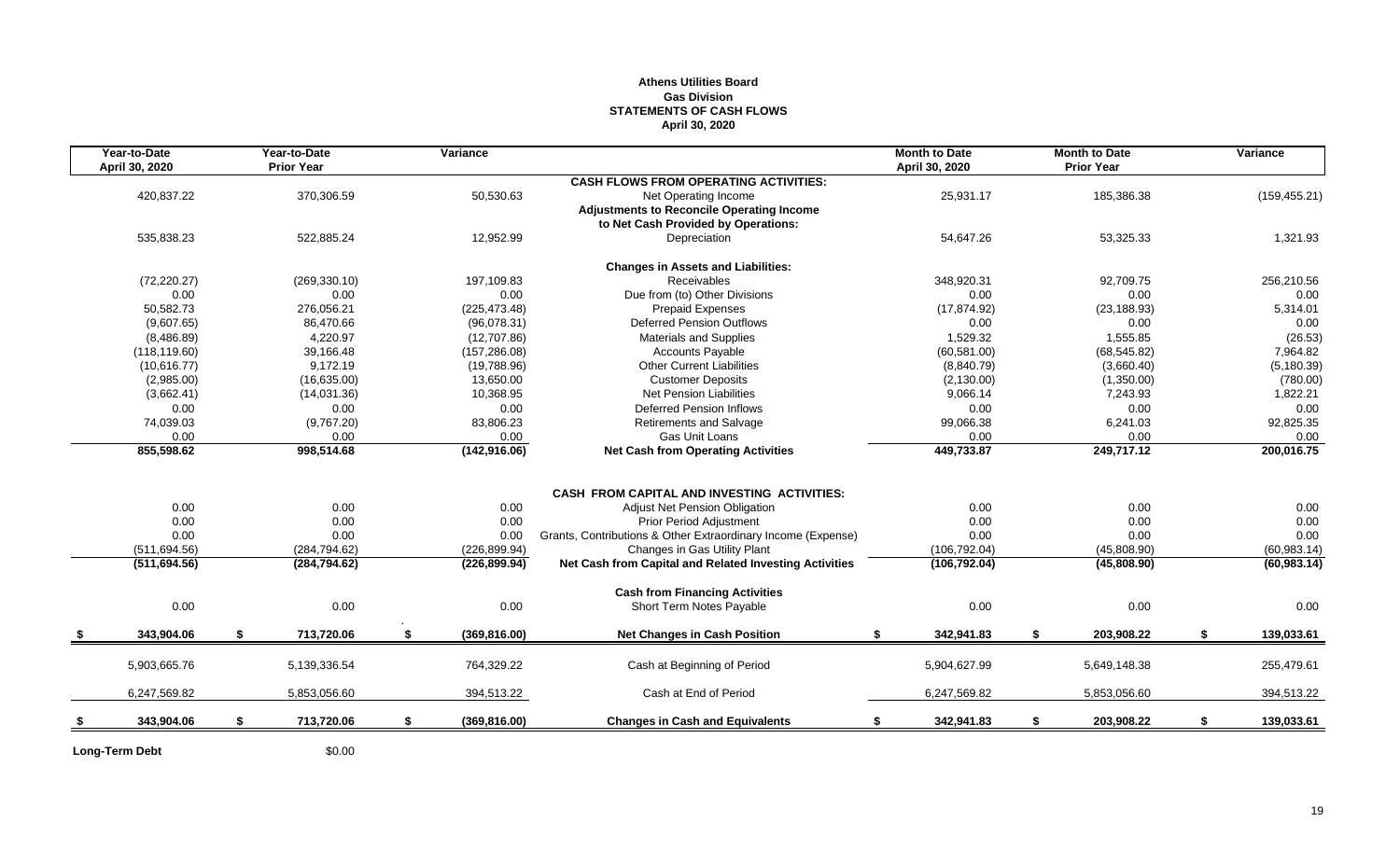**Athens Utilities Board**
**Gas Division**
**STATEMENTS OF CASH FLOWS**
**April 30, 2020**

| Year-to-Date April 30, 2020 | Year-to-Date Prior Year | Variance | | Month to Date April 30, 2020 | Month to Date Prior Year | Variance |
|---|---|---|---|---|---|---|
| | | | **CASH FLOWS FROM OPERATING ACTIVITIES:** | | | |
| 420,837.22 | 370,306.59 | 50,530.63 | Net Operating Income | 25,931.17 | 185,386.38 | (159,455.21) |
| | | | **Adjustments to Reconcile Operating Income to Net Cash Provided by Operations:** | | | |
| 535,838.23 | 522,885.24 | 12,952.99 | Depreciation | 54,647.26 | 53,325.33 | 1,321.93 |
| | | | **Changes in Assets and Liabilities:** | | | |
| (72,220.27) | (269,330.10) | 197,109.83 | Receivables | 348,920.31 | 92,709.75 | 256,210.56 |
| 0.00 | 0.00 | 0.00 | Due from (to) Other Divisions | 0.00 | 0.00 | 0.00 |
| 50,582.73 | 276,056.21 | (225,473.48) | Prepaid Expenses | (17,874.92) | (23,188.93) | 5,314.01 |
| (9,607.65) | 86,470.66 | (96,078.31) | Deferred Pension Outflows | 0.00 | 0.00 | 0.00 |
| (8,486.89) | 4,220.97 | (12,707.86) | Materials and Supplies | 1,529.32 | 1,555.85 | (26.53) |
| (118,119.60) | 39,166.48 | (157,286.08) | Accounts Payable | (60,581.00) | (68,545.82) | 7,964.82 |
| (10,616.77) | 9,172.19 | (19,788.96) | Other Current Liabilities | (8,840.79) | (3,660.40) | (5,180.39) |
| (2,985.00) | (16,635.00) | 13,650.00 | Customer Deposits | (2,130.00) | (1,350.00) | (780.00) |
| (3,662.41) | (14,031.36) | 10,368.95 | Net Pension Liabilities | 9,066.14 | 7,243.93 | 1,822.21 |
| 0.00 | 0.00 | 0.00 | Deferred Pension Inflows | 0.00 | 0.00 | 0.00 |
| 74,039.03 | (9,767.20) | 83,806.23 | Retirements and Salvage | 99,066.38 | 6,241.03 | 92,825.35 |
| 0.00 | 0.00 | 0.00 | Gas Unit Loans | 0.00 | 0.00 | 0.00 |
| **855,598.62** | **998,514.68** | **(142,916.06)** | **Net Cash from Operating Activities** | **449,733.87** | **249,717.12** | **200,016.75** |
| | | | **CASH FROM CAPITAL AND INVESTING ACTIVITIES:** | | | |
| 0.00 | 0.00 | 0.00 | Adjust Net Pension Obligation | 0.00 | 0.00 | 0.00 |
| 0.00 | 0.00 | 0.00 | Prior Period Adjustment | 0.00 | 0.00 | 0.00 |
| 0.00 | 0.00 | 0.00 | Grants, Contributions & Other Extraordinary Income (Expense) | 0.00 | 0.00 | 0.00 |
| (511,694.56) | (284,794.62) | (226,899.94) | Changes in Gas Utility Plant | (106,792.04) | (45,808.90) | (60,983.14) |
| **(511,694.56)** | **(284,794.62)** | **(226,899.94)** | **Net Cash from Capital and Related Investing Activities** | **(106,792.04)** | **(45,808.90)** | **(60,983.14)** |
| | | | **Cash from Financing Activities** | | | |
| 0.00 | 0.00 | 0.00 | Short Term Notes Payable | 0.00 | 0.00 | 0.00 |
| **$ 343,904.06** | **$ 713,720.06** | **$ (369,816.00)** | **Net Changes in Cash Position** | **$ 342,941.83** | **$ 203,908.22** | **$ 139,033.61** |
| 5,903,665.76 | 5,139,336.54 | 764,329.22 | Cash at Beginning of Period | 5,904,627.99 | 5,649,148.38 | 255,479.61 |
| 6,247,569.82 | 5,853,056.60 | 394,513.22 | Cash at End of Period | 6,247,569.82 | 5,853,056.60 | 394,513.22 |
| **$ 343,904.06** | **$ 713,720.06** | **$ (369,816.00)** | **Changes in Cash and Equivalents** | **$ 342,941.83** | **$ 203,908.22** | **$ 139,033.61** |

**Long-Term Debt** $0.00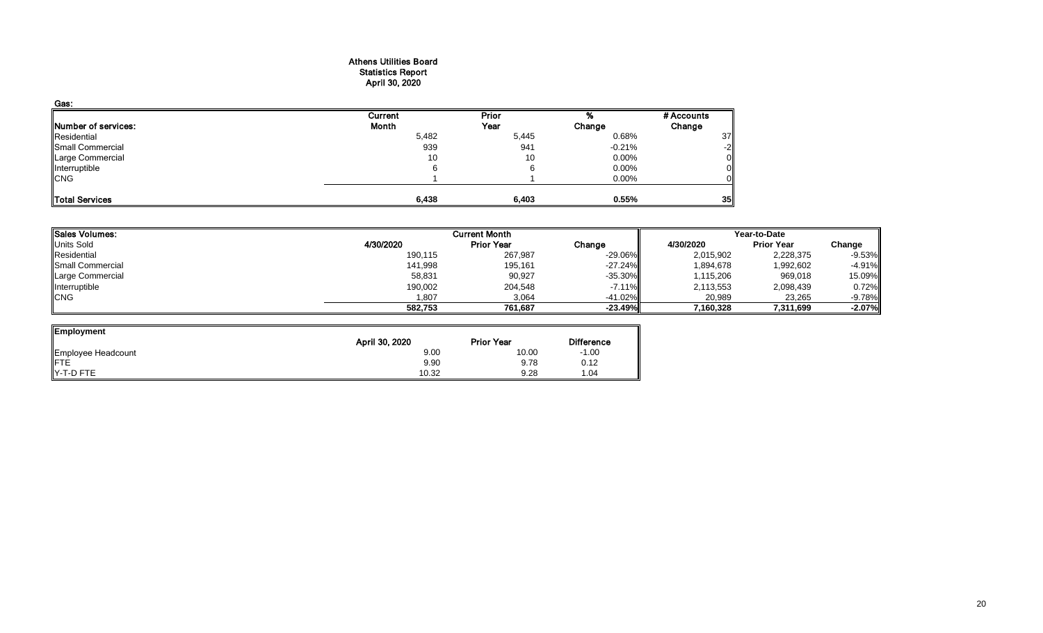# Athens Utilities Board
## Statistics Report
### April 30, 2020

**Gas:**

| Number of services: | Current Month | Prior Year | % Change | # Accounts Change |
|---|---|---|---|---|
| Residential | 5,482 | 5,445 | 0.68% | 37 |
| Small Commercial | 939 | 941 | -0.21% | -2 |
| Large Commercial | 10 | 10 | 0.00% | 0 |
| Interruptible | 6 | 6 | 0.00% | 0 |
| CNG | 1 | 1 | 0.00% | 0 |
| **Total Services** | **6,438** | **6,403** | **0.55%** | **35** |

| Sales Volumes: | Current Month | | | Year-to-Date | | |
|---|---|---|---|---|---|---|
| Units Sold | 4/30/2020 | Prior Year | Change | 4/30/2020 | Prior Year | Change |
| Residential | 190,115 | 267,987 | -29.06% | 2,015,902 | 2,228,375 | -9.53% |
| Small Commercial | 141,998 | 195,161 | -27.24% | 1,894,678 | 1,992,602 | -4.91% |
| Large Commercial | 58,831 | 90,927 | -35.30% | 1,115,206 | 969,018 | 15.09% |
| Interruptible | 190,002 | 204,548 | -7.11% | 2,113,553 | 2,098,439 | 0.72% |
| CNG | 1,807 | 3,064 | -41.02% | 20,989 | 23,265 | -9.78% |
| | **582,753** | **761,687** | **-23.49%** | **7,160,328** | **7,311,699** | **-2.07%** |

| Employment | April 30, 2020 | Prior Year | Difference |
|---|---|---|---|
| Employee Headcount | 9.00 | 10.00 | -1.00 |
| FTE | 9.90 | 9.78 | 0.12 |
| Y-T-D FTE | 10.32 | 9.28 | 1.04 |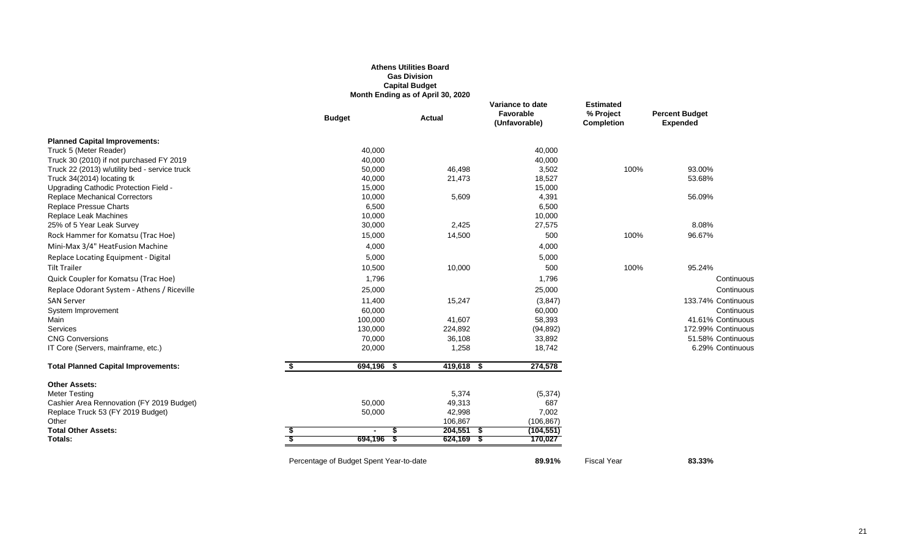**Athens Utilities Board**
**Gas Division**
**Capital Budget**
**Month Ending as of April 30, 2020**

| | Budget | Actual | Variance to date Favorable (Unfavorable) | Estimated % Project Completion | Percent Budget Expended | |
|---|---|---|---|---|---|---|
| **Planned Capital Improvements:** | | | | | | |
| Truck 5 (Meter Reader) | 40,000 | | 40,000 | | | |
| Truck 30 (2010) if not purchased FY 2019 | 40,000 | | 40,000 | | | |
| Truck 22 (2013) w/utility bed - service truck | 50,000 | 46,498 | 3,502 | 100% | 93.00% | |
| Truck 34(2014) locating tk | 40,000 | 21,473 | 18,527 | | 53.68% | |
| Upgrading Cathodic Protection Field - | 15,000 | | 15,000 | | | |
| Replace Mechanical Correctors | 10,000 | 5,609 | 4,391 | | 56.09% | |
| Replace Pressue Charts | 6,500 | | 6,500 | | | |
| Replace Leak Machines | 10,000 | | 10,000 | | | |
| 25% of 5 Year Leak Survey | 30,000 | 2,425 | 27,575 | | 8.08% | |
| Rock Hammer for Komatsu (Trac Hoe) | 15,000 | 14,500 | 500 | 100% | 96.67% | |
| Mini-Max 3/4" HeatFusion Machine | 4,000 | | 4,000 | | | |
| Replace Locating Equipment - Digital | 5,000 | | 5,000 | | | |
| Tilt Trailer | 10,500 | 10,000 | 500 | 100% | 95.24% | |
| Quick Coupler for Komatsu (Trac Hoe) | 1,796 | | 1,796 | | | Continuous |
| Replace Odorant System - Athens / Riceville | 25,000 | | 25,000 | | | Continuous |
| SAN Server | 11,400 | 15,247 | (3,847) | | 133.74% | Continuous |
| System Improvement | 60,000 | | 60,000 | | | Continuous |
| Main | 100,000 | 41,607 | 58,393 | | 41.61% | Continuous |
| Services | 130,000 | 224,892 | (94,892) | | 172.99% | Continuous |
| CNG Conversions | 70,000 | 36,108 | 33,892 | | 51.58% | Continuous |
| IT Core (Servers, mainframe, etc.) | 20,000 | 1,258 | 18,742 | | 6.29% | Continuous |
| **Total Planned Capital Improvements:** | $ 694,196 | $ 419,618 | $ 274,578 | | | |
| **Other Assets:** | | | | | | |
| Meter Testing | | 5,374 | (5,374) | | | |
| Cashier Area Rennovation (FY 2019 Budget) | 50,000 | 49,313 | 687 | | | |
| Replace Truck 53 (FY 2019 Budget) | 50,000 | 42,998 | 7,002 | | | |
| Other | | 106,867 | (106,867) | | | |
| **Total Other Assets:** | $ - | $ 204,551 | $ (104,551) | | | |
| **Totals:** | $ 694,196 | $ 624,169 | $ 170,027 | | | |

Percentage of Budget Spent Year-to-date **89.91%** Fiscal Year **83.33%**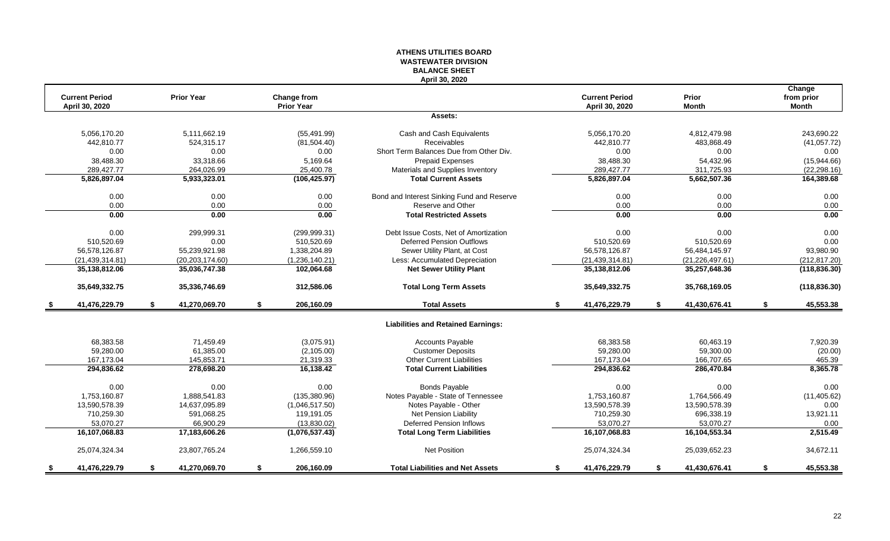# ATHENS UTILITIES BOARD
## WASTEWATER DIVISION
## BALANCE SHEET
### April 30, 2020

| Current Period April 30, 2020 | Prior Year | Change from Prior Year | | Current Period April 30, 2020 | Prior Month | Change from prior Month |
|---|---|---|---|---|---|---|
| | | | **Assets:** | | | |
| 5,056,170.20 | 5,111,662.19 | (55,491.99) | Cash and Cash Equivalents | 5,056,170.20 | 4,812,479.98 | 243,690.22 |
| 442,810.77 | 524,315.17 | (81,504.40) | Receivables | 442,810.77 | 483,868.49 | (41,057.72) |
| 0.00 | 0.00 | 0.00 | Short Term Balances Due from Other Div. | 0.00 | 0.00 | 0.00 |
| 38,488.30 | 33,318.66 | 5,169.64 | Prepaid Expenses | 38,488.30 | 54,432.96 | (15,944.66) |
| 289,427.77 | 264,026.99 | 25,400.78 | Materials and Supplies Inventory | 289,427.77 | 311,725.93 | (22,298.16) |
| **5,826,897.04** | **5,933,323.01** | **(106,425.97)** | **Total Current Assets** | **5,826,897.04** | **5,662,507.36** | **164,389.68** |
| 0.00 | 0.00 | 0.00 | Bond and Interest Sinking Fund and Reserve | 0.00 | 0.00 | 0.00 |
| 0.00 | 0.00 | 0.00 | Reserve and Other | 0.00 | 0.00 | 0.00 |
| **0.00** | **0.00** | **0.00** | **Total Restricted Assets** | **0.00** | **0.00** | **0.00** |
| 0.00 | 299,999.31 | (299,999.31) | Debt Issue Costs, Net of Amortization | 0.00 | 0.00 | 0.00 |
| 510,520.69 | 0.00 | 510,520.69 | Deferred Pension Outflows | 510,520.69 | 510,520.69 | 0.00 |
| 56,578,126.87 | 55,239,921.98 | 1,338,204.89 | Sewer Utility Plant, at Cost | 56,578,126.87 | 56,484,145.97 | 93,980.90 |
| (21,439,314.81) | (20,203,174.60) | (1,236,140.21) | Less: Accumulated Depreciation | (21,439,314.81) | (21,226,497.61) | (212,817.20) |
| **35,138,812.06** | **35,036,747.38** | **102,064.68** | **Net Sewer Utility Plant** | **35,138,812.06** | **35,257,648.36** | **(118,836.30)** |
| **35,649,332.75** | **35,336,746.69** | **312,586.06** | **Total Long Term Assets** | **35,649,332.75** | **35,768,169.05** | **(118,836.30)** |
| **$ 41,476,229.79** | **$ 41,270,069.70** | **$ 206,160.09** | **Total Assets** | **$ 41,476,229.79** | **$ 41,430,676.41** | **$ 45,553.38** |
| | | | **Liabilities and Retained Earnings:** | | | |
| 68,383.58 | 71,459.49 | (3,075.91) | Accounts Payable | 68,383.58 | 60,463.19 | 7,920.39 |
| 59,280.00 | 61,385.00 | (2,105.00) | Customer Deposits | 59,280.00 | 59,300.00 | (20.00) |
| 167,173.04 | 145,853.71 | 21,319.33 | Other Current Liabilities | 167,173.04 | 166,707.65 | 465.39 |
| **294,836.62** | **278,698.20** | **16,138.42** | **Total Current Liabilities** | **294,836.62** | **286,470.84** | **8,365.78** |
| 0.00 | 0.00 | 0.00 | Bonds Payable | 0.00 | 0.00 | 0.00 |
| 1,753,160.87 | 1,888,541.83 | (135,380.96) | Notes Payable - State of Tennessee | 1,753,160.87 | 1,764,566.49 | (11,405.62) |
| 13,590,578.39 | 14,637,095.89 | (1,046,517.50) | Notes Payable - Other | 13,590,578.39 | 13,590,578.39 | 0.00 |
| 710,259.30 | 591,068.25 | 119,191.05 | Net Pension Liability | 710,259.30 | 696,338.19 | 13,921.11 |
| 53,070.27 | 66,900.29 | (13,830.02) | Deferred Pension Inflows | 53,070.27 | 53,070.27 | 0.00 |
| **16,107,068.83** | **17,183,606.26** | **(1,076,537.43)** | **Total Long Term Liabilities** | **16,107,068.83** | **16,104,553.34** | **2,515.49** |
| 25,074,324.34 | 23,807,765.24 | 1,266,559.10 | Net Position | 25,074,324.34 | 25,039,652.23 | 34,672.11 |
| **$ 41,476,229.79** | **$ 41,270,069.70** | **$ 206,160.09** | **Total Liabilities and Net Assets** | **$ 41,476,229.79** | **$ 41,430,676.41** | **$ 45,553.38** |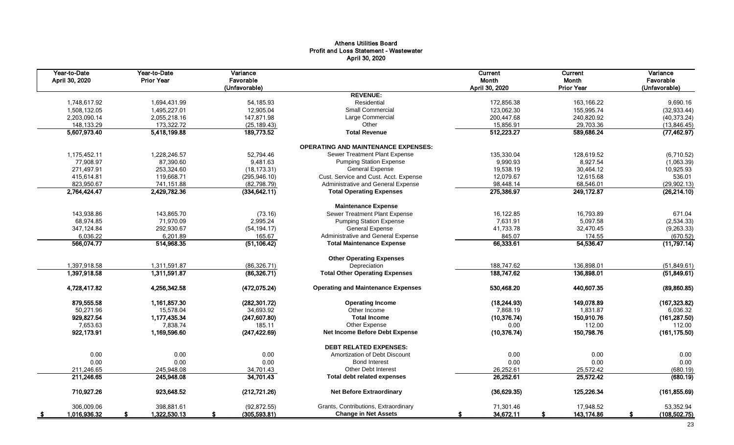# Athens Utilities Board
## Profit and Loss Statement - Wastewater
### April 30, 2020

| Year-to-Date April 30, 2020 | Year-to-Date Prior Year | Variance Favorable (Unfavorable) | | Current Month April 30, 2020 | Current Month Prior Year | Variance Favorable (Unfavorable) |
|---|---|---|---|---|---|---|
| | | | **REVENUE:** | | | |
| 1,748,617.92 | 1,694,431.99 | 54,185.93 | Residential | 172,856.38 | 163,166.22 | 9,690.16 |
| 1,508,132.05 | 1,495,227.01 | 12,905.04 | Small Commercial | 123,062.30 | 155,995.74 | (32,933.44) |
| 2,203,090.14 | 2,055,218.16 | 147,871.98 | Large Commercial | 200,447.68 | 240,820.92 | (40,373.24) |
| 148,133.29 | 173,322.72 | (25,189.43) | Other | 15,856.91 | 29,703.36 | (13,846.45) |
| **5,607,973.40** | **5,418,199.88** | **189,773.52** | **Total Revenue** | **512,223.27** | **589,686.24** | **(77,462.97)** |
| | | | **OPERATING AND MAINTENANCE EXPENSES:** | | | |
| 1,175,452.11 | 1,228,246.57 | 52,794.46 | Sewer Treatment Plant Expense | 135,330.04 | 128,619.52 | (6,710.52) |
| 77,908.97 | 87,390.60 | 9,481.63 | Pumping Station Expense | 9,990.93 | 8,927.54 | (1,063.39) |
| 271,497.91 | 253,324.60 | (18,173.31) | General Expense | 19,538.19 | 30,464.12 | 10,925.93 |
| 415,614.81 | 119,668.71 | (295,946.10) | Cust. Service and Cust. Acct. Expense | 12,079.67 | 12,615.68 | 536.01 |
| 823,950.67 | 741,151.88 | (82,798.79) | Administrative and General Expense | 98,448.14 | 68,546.01 | (29,902.13) |
| **2,764,424.47** | **2,429,782.36** | **(334,642.11)** | **Total Operating Expenses** | **275,386.97** | **249,172.87** | **(26,214.10)** |
| | | | **Maintenance Expense** | | | |
| 143,938.86 | 143,865.70 | (73.16) | Sewer Treatment Plant Expense | 16,122.85 | 16,793.89 | 671.04 |
| 68,974.85 | 71,970.09 | 2,995.24 | Pumping Station Expense | 7,631.91 | 5,097.58 | (2,534.33) |
| 347,124.84 | 292,930.67 | (54,194.17) | General Expense | 41,733.78 | 32,470.45 | (9,263.33) |
| 6,036.22 | 6,201.89 | 165.67 | Administrative and General Expense | 845.07 | 174.55 | (670.52) |
| **566,074.77** | **514,968.35** | **(51,106.42)** | **Total Maintenance Expense** | **66,333.61** | **54,536.47** | **(11,797.14)** |
| | | | **Other Operating Expenses** | | | |
| 1,397,918.58 | 1,311,591.87 | (86,326.71) | Depreciation | 188,747.62 | 136,898.01 | (51,849.61) |
| **1,397,918.58** | **1,311,591.87** | **(86,326.71)** | **Total Other Operating Expenses** | **188,747.62** | **136,898.01** | **(51,849.61)** |
| **4,728,417.82** | **4,256,342.58** | **(472,075.24)** | **Operating and Maintenance Expenses** | **530,468.20** | **440,607.35** | **(89,860.85)** |
| **879,555.58** | **1,161,857.30** | **(282,301.72)** | **Operating Income** | **(18,244.93)** | **149,078.89** | **(167,323.82)** |
| 50,271.96 | 15,578.04 | 34,693.92 | Other Income | 7,868.19 | 1,831.87 | 6,036.32 |
| **929,827.54** | **1,177,435.34** | **(247,607.80)** | **Total Income** | **(10,376.74)** | **150,910.76** | **(161,287.50)** |
| 7,653.63 | 7,838.74 | 185.11 | Other Expense | 0.00 | 112.00 | 112.00 |
| **922,173.91** | **1,169,596.60** | **(247,422.69)** | **Net Income Before Debt Expense** | **(10,376.74)** | **150,798.76** | **(161,175.50)** |
| | | | **DEBT RELATED EXPENSES:** | | | |
| 0.00 | 0.00 | 0.00 | Amortization of Debt Discount | 0.00 | 0.00 | 0.00 |
| 0.00 | 0.00 | 0.00 | Bond Interest | 0.00 | 0.00 | 0.00 |
| 211,246.65 | 245,948.08 | 34,701.43 | Other Debt Interest | 26,252.61 | 25,572.42 | (680.19) |
| **211,246.65** | **245,948.08** | **34,701.43** | **Total debt related expenses** | **26,252.61** | **25,572.42** | **(680.19)** |
| **710,927.26** | **923,648.52** | **(212,721.26)** | **Net Before Extraordinary** | **(36,629.35)** | **125,226.34** | **(161,855.69)** |
| 306,009.06 | 398,881.61 | (92,872.55) | Grants, Contributions, Extraordinary | 71,301.46 | 17,948.52 | 53,352.94 |
| **$ 1,016,936.32** | **$ 1,322,530.13** | **$ (305,593.81)** | **Change in Net Assets** | **$ 34,672.11** | **$ 143,174.86** | **$ (108,502.75)** |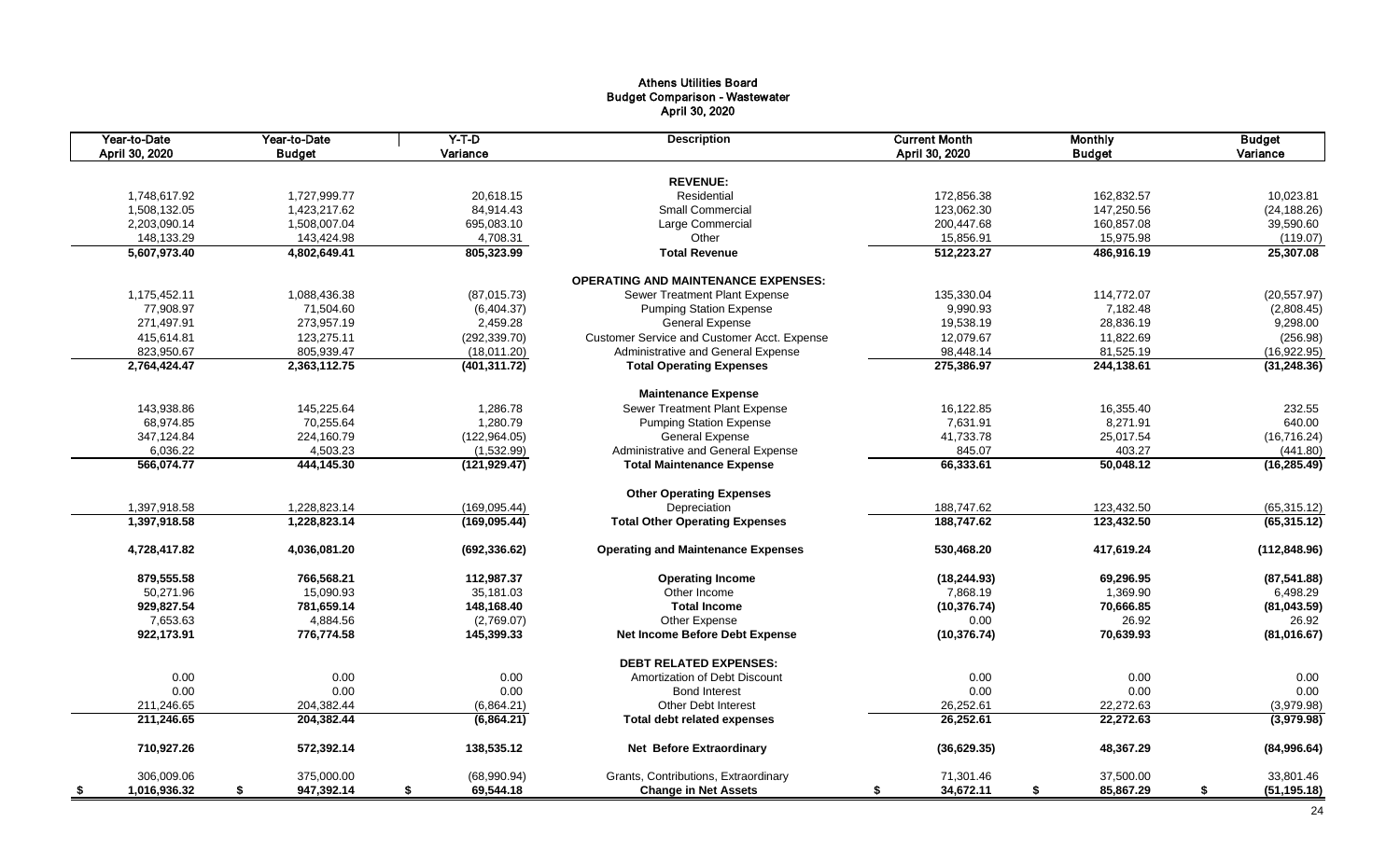# Athens Utilities Board
## Budget Comparison - Wastewater
### April 30, 2020

| Year-to-Date April 30, 2020 | Year-to-Date Budget | Y-T-D Variance | Description | Current Month April 30, 2020 | Monthly Budget | Budget Variance |
|---|---|---|---|---|---|---|
| | | | **REVENUE:** | | | |
| 1,748,617.92 | 1,727,999.77 | 20,618.15 | Residential | 172,856.38 | 162,832.57 | 10,023.81 |
| 1,508,132.05 | 1,423,217.62 | 84,914.43 | Small Commercial | 123,062.30 | 147,250.56 | (24,188.26) |
| 2,203,090.14 | 1,508,007.04 | 695,083.10 | Large Commercial | 200,447.68 | 160,857.08 | 39,590.60 |
| 148,133.29 | 143,424.98 | 4,708.31 | Other | 15,856.91 | 15,975.98 | (119.07) |
| **5,607,973.40** | **4,802,649.41** | **805,323.99** | **Total Revenue** | **512,223.27** | **486,916.19** | **25,307.08** |
| | | | **OPERATING AND MAINTENANCE EXPENSES:** | | | |
| 1,175,452.11 | 1,088,436.38 | (87,015.73) | Sewer Treatment Plant Expense | 135,330.04 | 114,772.07 | (20,557.97) |
| 77,908.97 | 71,504.60 | (6,404.37) | Pumping Station Expense | 9,990.93 | 7,182.48 | (2,808.45) |
| 271,497.91 | 273,957.19 | 2,459.28 | General Expense | 19,538.19 | 28,836.19 | 9,298.00 |
| 415,614.81 | 123,275.11 | (292,339.70) | Customer Service and Customer Acct. Expense | 12,079.67 | 11,822.69 | (256.98) |
| 823,950.67 | 805,939.47 | (18,011.20) | Administrative and General Expense | 98,448.14 | 81,525.19 | (16,922.95) |
| **2,764,424.47** | **2,363,112.75** | **(401,311.72)** | **Total Operating Expenses** | **275,386.97** | **244,138.61** | **(31,248.36)** |
| | | | **Maintenance Expense** | | | |
| 143,938.86 | 145,225.64 | 1,286.78 | Sewer Treatment Plant Expense | 16,122.85 | 16,355.40 | 232.55 |
| 68,974.85 | 70,255.64 | 1,280.79 | Pumping Station Expense | 7,631.91 | 8,271.91 | 640.00 |
| 347,124.84 | 224,160.79 | (122,964.05) | General Expense | 41,733.78 | 25,017.54 | (16,716.24) |
| 6,036.22 | 4,503.23 | (1,532.99) | Administrative and General Expense | 845.07 | 403.27 | (441.80) |
| **566,074.77** | **444,145.30** | **(121,929.47)** | **Total Maintenance Expense** | **66,333.61** | **50,048.12** | **(16,285.49)** |
| | | | **Other Operating Expenses** | | | |
| 1,397,918.58 | 1,228,823.14 | (169,095.44) | Depreciation | 188,747.62 | 123,432.50 | (65,315.12) |
| **1,397,918.58** | **1,228,823.14** | **(169,095.44)** | **Total Other Operating Expenses** | **188,747.62** | **123,432.50** | **(65,315.12)** |
| **4,728,417.82** | **4,036,081.20** | **(692,336.62)** | **Operating and Maintenance Expenses** | **530,468.20** | **417,619.24** | **(112,848.96)** |
| **879,555.58** | **766,568.21** | **112,987.37** | **Operating Income** | **(18,244.93)** | **69,296.95** | **(87,541.88)** |
| 50,271.96 | 15,090.93 | 35,181.03 | Other Income | 7,868.19 | 1,369.90 | 6,498.29 |
| **929,827.54** | **781,659.14** | **148,168.40** | **Total Income** | **(10,376.74)** | **70,666.85** | **(81,043.59)** |
| 7,653.63 | 4,884.56 | (2,769.07) | Other Expense | 0.00 | 26.92 | 26.92 |
| **922,173.91** | **776,774.58** | **145,399.33** | **Net Income Before Debt Expense** | **(10,376.74)** | **70,639.93** | **(81,016.67)** |
| | | | **DEBT RELATED EXPENSES:** | | | |
| 0.00 | 0.00 | 0.00 | Amortization of Debt Discount | 0.00 | 0.00 | 0.00 |
| 0.00 | 0.00 | 0.00 | Bond Interest | 0.00 | 0.00 | 0.00 |
| 211,246.65 | 204,382.44 | (6,864.21) | Other Debt Interest | 26,252.61 | 22,272.63 | (3,979.98) |
| **211,246.65** | **204,382.44** | **(6,864.21)** | **Total debt related expenses** | **26,252.61** | **22,272.63** | **(3,979.98)** |
| **710,927.26** | **572,392.14** | **138,535.12** | **Net Before Extraordinary** | **(36,629.35)** | **48,367.29** | **(84,996.64)** |
| 306,009.06 | 375,000.00 | (68,990.94) | Grants, Contributions, Extraordinary | 71,301.46 | 37,500.00 | 33,801.46 |
| **$ 1,016,936.32** | **$ 947,392.14** | **$ 69,544.18** | **Change in Net Assets** | **$ 34,672.11** | **$ 85,867.29** | **$ (51,195.18)** |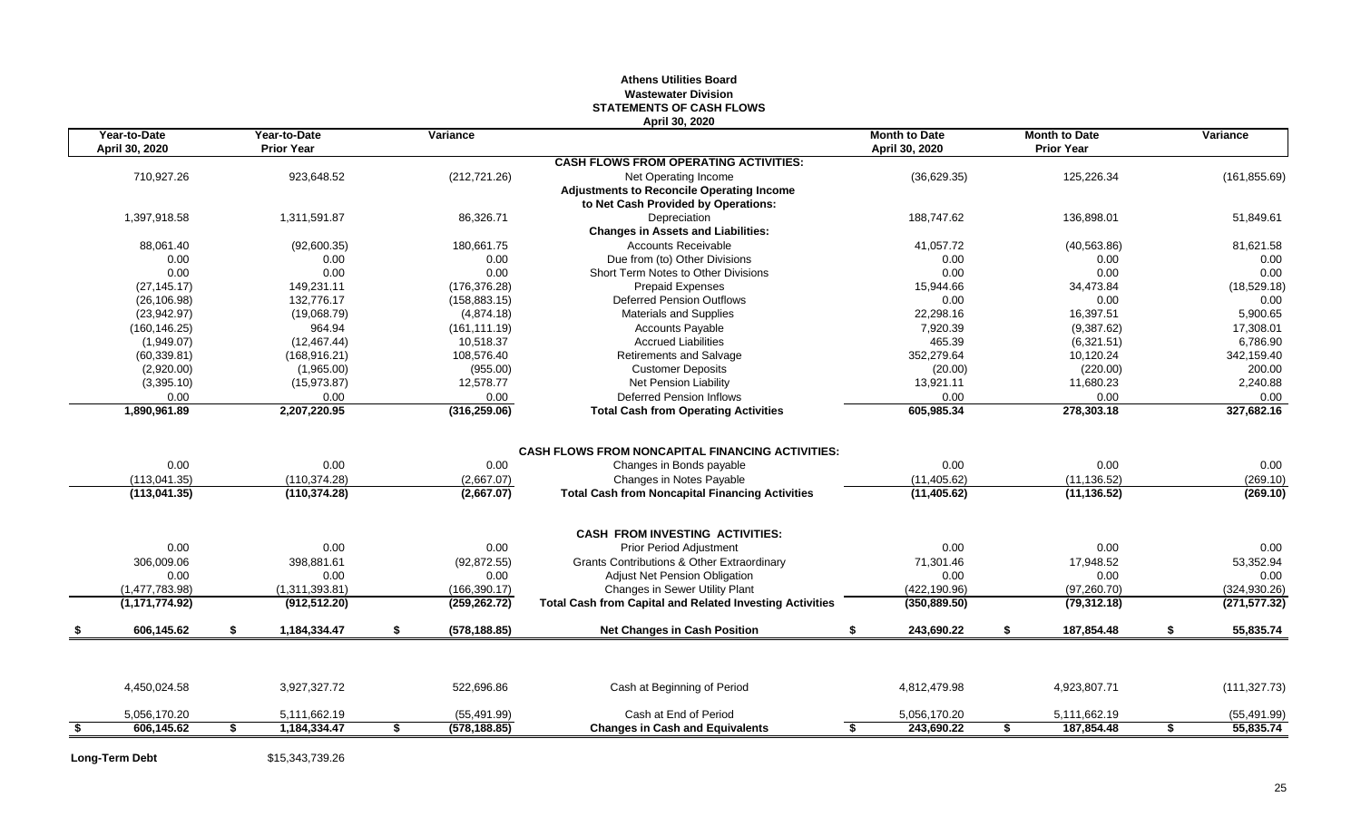# Athens Utilities Board
## Wastewater Division
## STATEMENTS OF CASH FLOWS
### April 30, 2020

| Year-to-Date April 30, 2020 | Year-to-Date Prior Year | Variance | | Month to Date April 30, 2020 | Month to Date Prior Year | Variance |
|---|---|---|---|---|---|---|
| | | | **CASH FLOWS FROM OPERATING ACTIVITIES:** | | | |
| 710,927.26 | 923,648.52 | (212,721.26) | Net Operating Income | (36,629.35) | 125,226.34 | (161,855.69) |
| | | | **Adjustments to Reconcile Operating Income** | | | |
| | | | **to Net Cash Provided by Operations:** | | | |
| 1,397,918.58 | 1,311,591.87 | 86,326.71 | Depreciation | 188,747.62 | 136,898.01 | 51,849.61 |
| | | | **Changes in Assets and Liabilities:** | | | |
| 88,061.40 | (92,600.35) | 180,661.75 | Accounts Receivable | 41,057.72 | (40,563.86) | 81,621.58 |
| 0.00 | 0.00 | 0.00 | Due from (to) Other Divisions | 0.00 | 0.00 | 0.00 |
| 0.00 | 0.00 | 0.00 | Short Term Notes to Other Divisions | 0.00 | 0.00 | 0.00 |
| (27,145.17) | 149,231.11 | (176,376.28) | Prepaid Expenses | 15,944.66 | 34,473.84 | (18,529.18) |
| (26,106.98) | 132,776.17 | (158,883.15) | Deferred Pension Outflows | 0.00 | 0.00 | 0.00 |
| (23,942.97) | (19,068.79) | (4,874.18) | Materials and Supplies | 22,298.16 | 16,397.51 | 5,900.65 |
| (160,146.25) | 964.94 | (161,111.19) | Accounts Payable | 7,920.39 | (9,387.62) | 17,308.01 |
| (1,949.07) | (12,467.44) | 10,518.37 | Accrued Liabilities | 465.39 | (6,321.51) | 6,786.90 |
| (60,339.81) | (168,916.21) | 108,576.40 | Retirements and Salvage | 352,279.64 | 10,120.24 | 342,159.40 |
| (2,920.00) | (1,965.00) | (955.00) | Customer Deposits | (20.00) | (220.00) | 200.00 |
| (3,395.10) | (15,973.87) | 12,578.77 | Net Pension Liability | 13,921.11 | 11,680.23 | 2,240.88 |
| 0.00 | 0.00 | 0.00 | Deferred Pension Inflows | 0.00 | 0.00 | 0.00 |
| **1,890,961.89** | **2,207,220.95** | **(316,259.06)** | **Total Cash from Operating Activities** | **605,985.34** | **278,303.18** | **327,682.16** |
| | | | **CASH FLOWS FROM NONCAPITAL FINANCING ACTIVITIES:** | | | |
| 0.00 | 0.00 | 0.00 | Changes in Bonds payable | 0.00 | 0.00 | 0.00 |
| (113,041.35) | (110,374.28) | (2,667.07) | Changes in Notes Payable | (11,405.62) | (11,136.52) | (269.10) |
| **(113,041.35)** | **(110,374.28)** | **(2,667.07)** | **Total Cash from Noncapital Financing Activities** | **(11,405.62)** | **(11,136.52)** | **(269.10)** |
| | | | **CASH FROM INVESTING ACTIVITIES:** | | | |
| 0.00 | 0.00 | 0.00 | Prior Period Adjustment | 0.00 | 0.00 | 0.00 |
| 306,009.06 | 398,881.61 | (92,872.55) | Grants Contributions & Other Extraordinary | 71,301.46 | 17,948.52 | 53,352.94 |
| 0.00 | 0.00 | 0.00 | Adjust Net Pension Obligation | 0.00 | 0.00 | 0.00 |
| (1,477,783.98) | (1,311,393.81) | (166,390.17) | Changes in Sewer Utility Plant | (422,190.96) | (97,260.70) | (324,930.26) |
| **(1,171,774.92)** | **(912,512.20)** | **(259,262.72)** | **Total Cash from Capital and Related Investing Activities** | **(350,889.50)** | **(79,312.18)** | **(271,577.32)** |
| **$ 606,145.62** | **$ 1,184,334.47** | **$ (578,188.85)** | **Net Changes in Cash Position** | **$ 243,690.22** | **$ 187,854.48** | **$ 55,835.74** |
| 4,450,024.58 | 3,927,327.72 | 522,696.86 | Cash at Beginning of Period | 4,812,479.98 | 4,923,807.71 | (111,327.73) |
| 5,056,170.20 | 5,111,662.19 | (55,491.99) | Cash at End of Period | 5,056,170.20 | 5,111,662.19 | (55,491.99) |
| **$ 606,145.62** | **$ 1,184,334.47** | **$ (578,188.85)** | **Changes in Cash and Equivalents** | **$ 243,690.22** | **$ 187,854.48** | **$ 55,835.74** |

**Long-Term Debt** $15,343,739.26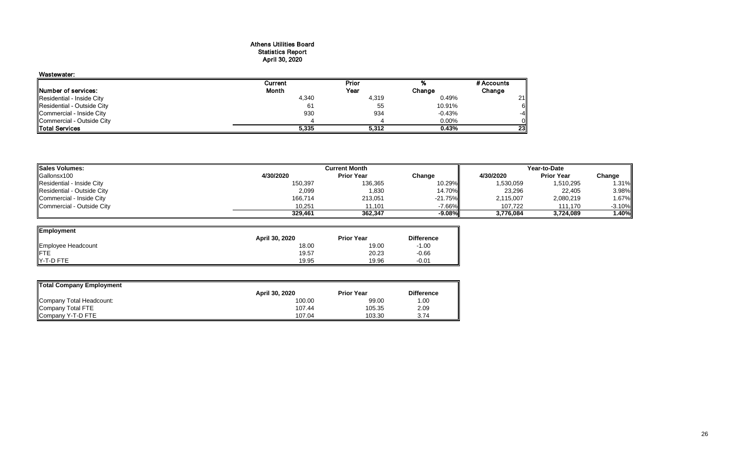# Athens Utilities Board
## Statistics Report
## April 30, 2020

**Wastewater:**

| Number of services: | Current Month | Prior Year | % Change | # Accounts Change |
|---|---|---|---|---|
| Residential - Inside City | 4,340 | 4,319 | 0.49% | 21 |
| Residential - Outside City | 61 | 55 | 10.91% | 6 |
| Commercial - Inside City | 930 | 934 | -0.43% | -4 |
| Commercial - Outside City | 4 | 4 | 0.00% | 0 |
| **Total Services** | **5,335** | **5,312** | **0.43%** | **23** |

| Sales Volumes: | Current Month | | | Year-to-Date | | |
|---|---|---|---|---|---|---|
| Gallonsx100 | 4/30/2020 | Prior Year | Change | 4/30/2020 | Prior Year | Change |
| Residential - Inside City | 150,397 | 136,365 | 10.29% | 1,530,059 | 1,510,295 | 1.31% |
| Residential - Outside City | 2,099 | 1,830 | 14.70% | 23,296 | 22,405 | 3.98% |
| Commercial - Inside City | 166,714 | 213,051 | -21.75% | 2,115,007 | 2,080,219 | 1.67% |
| Commercial - Outside City | 10,251 | 11,101 | -7.66% | 107,722 | 111,170 | -3.10% |
| | **329,461** | **362,347** | **-9.08%** | **3,776,084** | **3,724,089** | **1.40%** |

| Employment | April 30, 2020 | Prior Year | Difference |
|---|---|---|---|
| Employee Headcount | 18.00 | 19.00 | -1.00 |
| FTE | 19.57 | 20.23 | -0.66 |
| Y-T-D FTE | 19.95 | 19.96 | -0.01 |

| Total Company Employment | April 30, 2020 | Prior Year | Difference |
|---|---|---|---|
| Company Total Headcount: | 100.00 | 99.00 | 1.00 |
| Company Total FTE | 107.44 | 105.35 | 2.09 |
| Company Y-T-D FTE | 107.04 | 103.30 | 3.74 |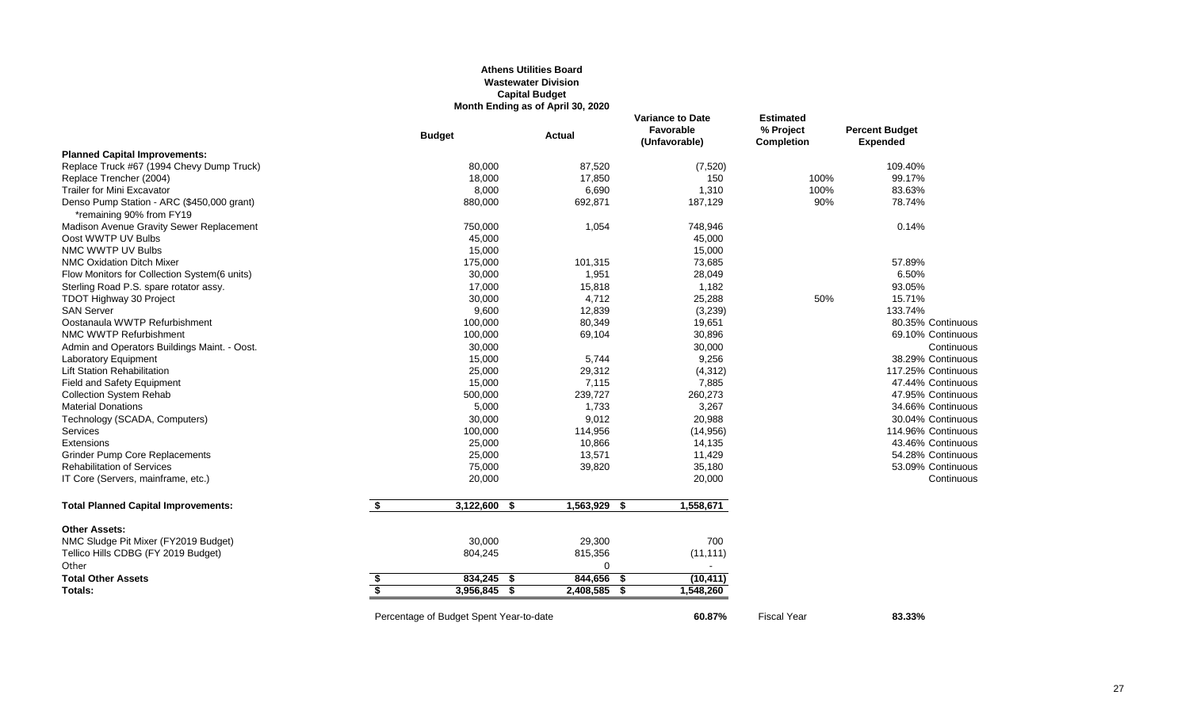**Athens Utilities Board**
**Wastewater Division**
**Capital Budget**
**Month Ending as of April 30, 2020**

| | Budget | Actual | Variance to Date Favorable (Unfavorable) | Estimated % Project Completion | Percent Budget Expended |
|---|---|---|---|---|---|
| **Planned Capital Improvements:** | | | | | |
| Replace Truck #67 (1994 Chevy Dump Truck) | 80,000 | 87,520 | (7,520) | | 109.40% |
| Replace Trencher (2004) | 18,000 | 17,850 | 150 | 100% | 99.17% |
| Trailer for Mini Excavator | 8,000 | 6,690 | 1,310 | 100% | 83.63% |
| Denso Pump Station - ARC ($450,000 grant) *remaining 90% from FY19 | 880,000 | 692,871 | 187,129 | 90% | 78.74% |
| Madison Avenue Gravity Sewer Replacement | 750,000 | 1,054 | 748,946 | | 0.14% |
| Oost WWTP UV Bulbs | 45,000 | | 45,000 | | |
| NMC WWTP UV Bulbs | 15,000 | | 15,000 | | |
| NMC Oxidation Ditch Mixer | 175,000 | 101,315 | 73,685 | | 57.89% |
| Flow Monitors for Collection System(6 units) | 30,000 | 1,951 | 28,049 | | 6.50% |
| Sterling Road P.S. spare rotator assy. | 17,000 | 15,818 | 1,182 | | 93.05% |
| TDOT Highway 30 Project | 30,000 | 4,712 | 25,288 | 50% | 15.71% |
| SAN Server | 9,600 | 12,839 | (3,239) | | 133.74% |
| Oostanaula WWTP Refurbishment | 100,000 | 80,349 | 19,651 | | 80.35% Continuous |
| NMC WWTP Refurbishment | 100,000 | 69,104 | 30,896 | | 69.10% Continuous |
| Admin and Operators Buildings Maint. - Oost. | 30,000 | | 30,000 | | Continuous |
| Laboratory Equipment | 15,000 | 5,744 | 9,256 | | 38.29% Continuous |
| Lift Station Rehabilitation | 25,000 | 29,312 | (4,312) | | 117.25% Continuous |
| Field and Safety Equipment | 15,000 | 7,115 | 7,885 | | 47.44% Continuous |
| Collection System Rehab | 500,000 | 239,727 | 260,273 | | 47.95% Continuous |
| Material Donations | 5,000 | 1,733 | 3,267 | | 34.66% Continuous |
| Technology (SCADA, Computers) | 30,000 | 9,012 | 20,988 | | 30.04% Continuous |
| Services | 100,000 | 114,956 | (14,956) | | 114.96% Continuous |
| Extensions | 25,000 | 10,866 | 14,135 | | 43.46% Continuous |
| Grinder Pump Core Replacements | 25,000 | 13,571 | 11,429 | | 54.28% Continuous |
| Rehabilitation of Services | 75,000 | 39,820 | 35,180 | | 53.09% Continuous |
| IT Core (Servers, mainframe, etc.) | 20,000 | | 20,000 | | Continuous |
| **Total Planned Capital Improvements:** | **$ 3,122,600** | **$ 1,563,929** | **$ 1,558,671** | | |
| **Other Assets:** | | | | | |
| NMC Sludge Pit Mixer (FY2019 Budget) | 30,000 | 29,300 | 700 | | |
| Tellico Hills CDBG (FY 2019 Budget) | 804,245 | 815,356 | (11,111) | | |
| Other | | 0 | - | | |
| **Total Other Assets** | **$ 834,245** | **$ 844,656** | **$ (10,411)** | | |
| **Totals:** | **$ 3,956,845** | **$ 2,408,585** | **$ 1,548,260** | | |
| | Percentage of Budget Spent Year-to-date | | **60.87%** | Fiscal Year | **83.33%** |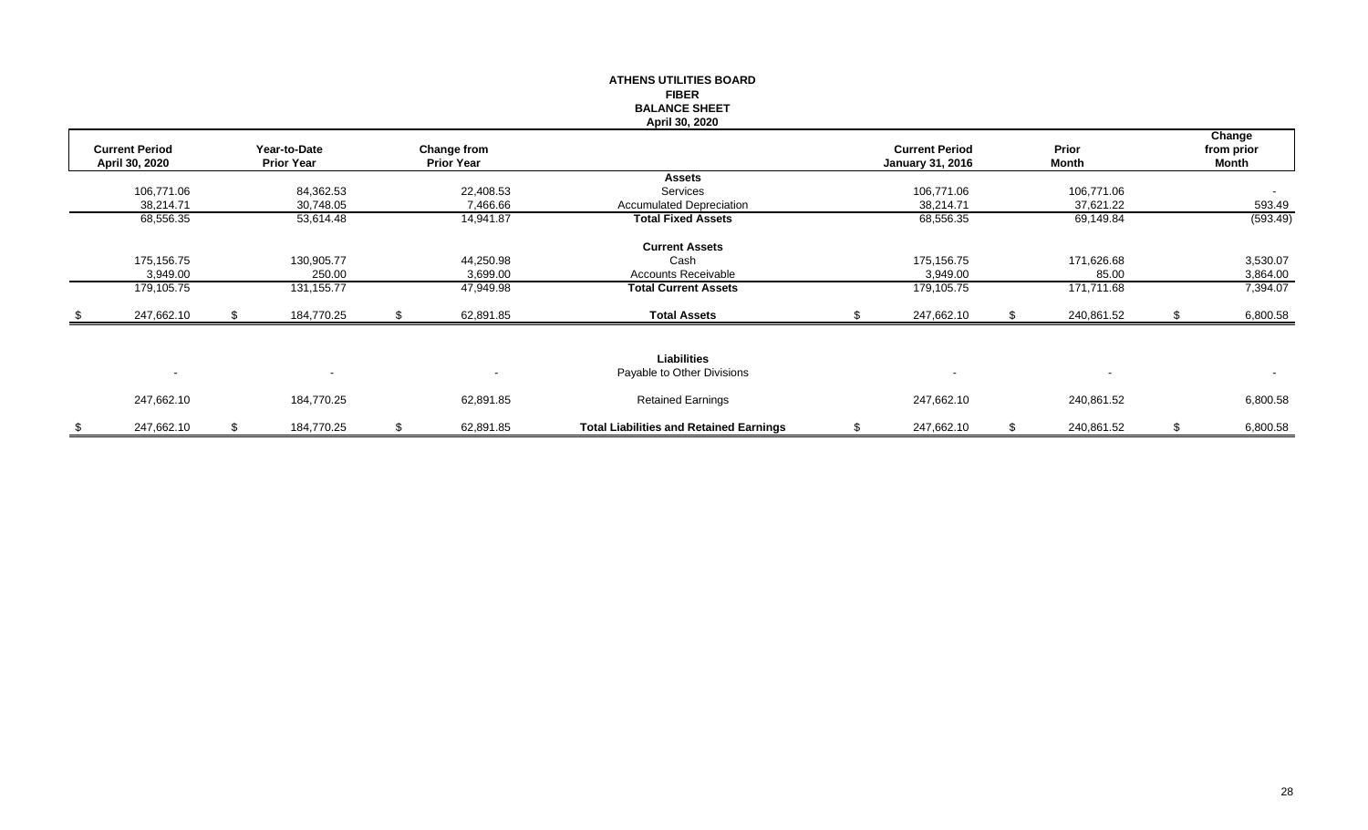**ATHENS UTILITIES BOARD**
**FIBER**
**BALANCE SHEET**
**April 30, 2020**

| Current Period April 30, 2020 | Year-to-Date Prior Year | Change from Prior Year | | Current Period January 31, 2016 | Prior Month | Change from prior Month |
|---|---|---|---|---|---|---|
| | | | **Assets** | | | |
| 106,771.06 | 84,362.53 | 22,408.53 | Services | 106,771.06 | 106,771.06 | - |
| 38,214.71 | 30,748.05 | 7,466.66 | Accumulated Depreciation | 38,214.71 | 37,621.22 | 593.49 |
| 68,556.35 | 53,614.48 | 14,941.87 | **Total Fixed Assets** | 68,556.35 | 69,149.84 | (593.49) |
| | | | **Current Assets** | | | |
| 175,156.75 | 130,905.77 | 44,250.98 | Cash | 175,156.75 | 171,626.68 | 3,530.07 |
| 3,949.00 | 250.00 | 3,699.00 | Accounts Receivable | 3,949.00 | 85.00 | 3,864.00 |
| 179,105.75 | 131,155.77 | 47,949.98 | **Total Current Assets** | 179,105.75 | 171,711.68 | 7,394.07 |
| $ 247,662.10 | $ 184,770.25 | $ 62,891.85 | **Total Assets** | $ 247,662.10 | $ 240,861.52 | $ 6,800.58 |
| | | | **Liabilities** | | | |
| - | - | - | Payable to Other Divisions | - | - | - |
| 247,662.10 | 184,770.25 | 62,891.85 | Retained Earnings | 247,662.10 | 240,861.52 | 6,800.58 |
| $ 247,662.10 | $ 184,770.25 | $ 62,891.85 | **Total Liabilities and Retained Earnings** | $ 247,662.10 | $ 240,861.52 | $ 6,800.58 |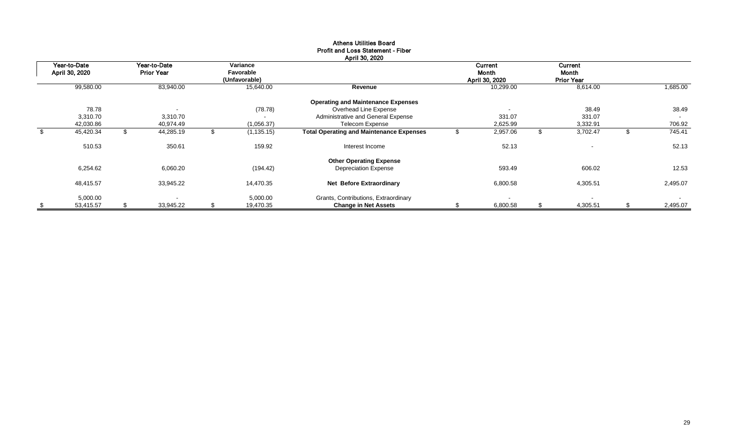# Athens Utilities Board
## Profit and Loss Statement - Fiber
### April 30, 2020

| Year-to-Date April 30, 2020 | Year-to-Date Prior Year | Variance Favorable (Unfavorable) | | Current Month April 30, 2020 | Current Month Prior Year | |
|---|---|---|---|---|---|---|
| 99,580.00 | 83,940.00 | 15,640.00 | **Revenue** | 10,299.00 | 8,614.00 | 1,685.00 |
| | | | **Operating and Maintenance Expenses** | | | |
| 78.78 | - | (78.78) | Overhead Line Expense | - | 38.49 | 38.49 |
| 3,310.70 | 3,310.70 | - | Administrative and General Expense | 331.07 | 331.07 | - |
| 42,030.86 | 40,974.49 | (1,056.37) | Telecom Expense | 2,625.99 | 3,332.91 | 706.92 |
| $ 45,420.34 | $ 44,285.19 | $ (1,135.15) | **Total Operating and Maintenance Expenses** | $ 2,957.06 | $ 3,702.47 | $ 745.41 |
| 510.53 | 350.61 | 159.92 | Interest Income | 52.13 | - | 52.13 |
| | | | **Other Operating Expense** | | | |
| 6,254.62 | 6,060.20 | (194.42) | Depreciation Expense | 593.49 | 606.02 | 12.53 |
| 48,415.57 | 33,945.22 | 14,470.35 | **Net Before Extraordinary** | 6,800.58 | 4,305.51 | 2,495.07 |
| 5,000.00 | - | 5,000.00 | Grants, Contributions, Extraordinary | - | - | - |
| $ 53,415.57 | $ 33,945.22 | $ 19,470.35 | **Change in Net Assets** | $ 6,800.58 | $ 4,305.51 | $ 2,495.07 |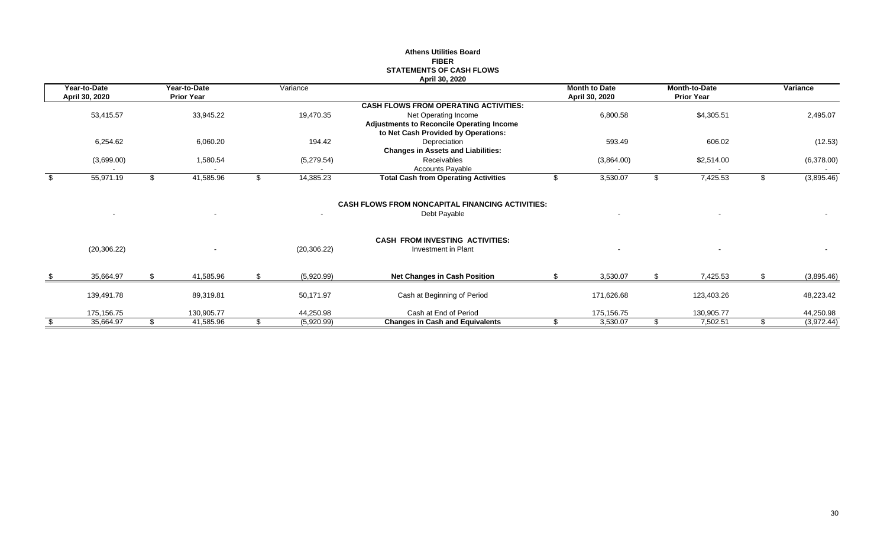**Athens Utilities Board**
**FIBER**
**STATEMENTS OF CASH FLOWS**
**April 30, 2020**

| Year-to-Date April 30, 2020 | Year-to-Date Prior Year | Variance | | Month to Date April 30, 2020 | Month-to-Date Prior Year | Variance |
|---|---|---|---|---|---|---|
| | | | **CASH FLOWS FROM OPERATING ACTIVITIES:** | | | |
| 53,415.57 | 33,945.22 | 19,470.35 | Net Operating Income | 6,800.58 | $4,305.51 | 2,495.07 |
| | | | **Adjustments to Reconcile Operating Income to Net Cash Provided by Operations:** | | | |
| 6,254.62 | 6,060.20 | 194.42 | Depreciation | 593.49 | 606.02 | (12.53) |
| | | | **Changes in Assets and Liabilities:** | | | |
| (3,699.00) | 1,580.54 | (5,279.54) | Receivables | (3,864.00) | $2,514.00 | (6,378.00) |
| - | - | - | Accounts Payable | - | - | - |
| $ 55,971.19 | $ 41,585.96 | $ 14,385.23 | **Total Cash from Operating Activities** | $ 3,530.07 | $ 7,425.53 | $ (3,895.46) |
| | | | **CASH FLOWS FROM NONCAPITAL FINANCING ACTIVITIES:** | | | |
| - | - | - | Debt Payable | - | - | - |
| | | | **CASH FROM INVESTING ACTIVITIES:** | | | |
| (20,306.22) | - | (20,306.22) | Investment in Plant | - | - | - |
| $ 35,664.97 | $ 41,585.96 | $ (5,920.99) | **Net Changes in Cash Position** | $ 3,530.07 | $ 7,425.53 | $ (3,895.46) |
| 139,491.78 | 89,319.81 | 50,171.97 | Cash at Beginning of Period | 171,626.68 | 123,403.26 | 48,223.42 |
| 175,156.75 | 130,905.77 | 44,250.98 | Cash at End of Period | 175,156.75 | 130,905.77 | 44,250.98 |
| $ 35,664.97 | $ 41,585.96 | $ (5,920.99) | **Changes in Cash and Equivalents** | $ 3,530.07 | $ 7,502.51 | $ (3,972.44) |